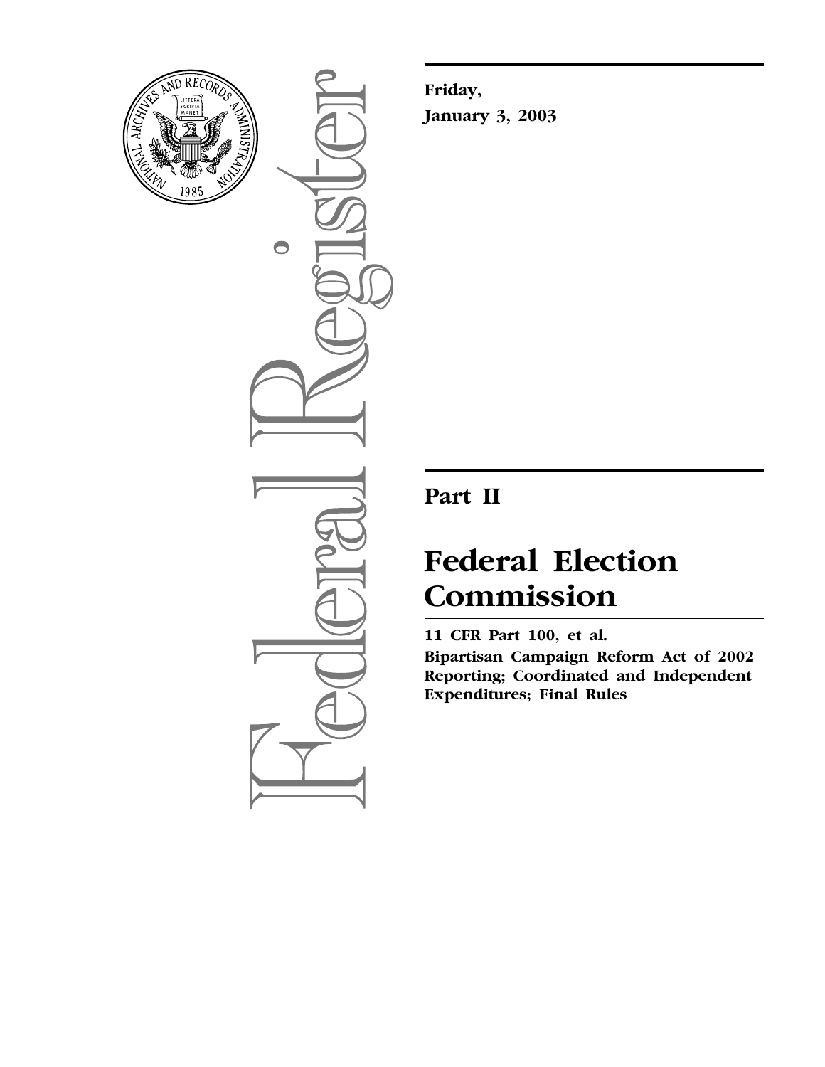**Friday,**

**January 3, 2003**

# Part II

# Federal Election Commission

**11 CFR Part 100, et al.**

**Bipartisan Campaign Reform Act of 2002 Reporting; Coordinated and Independent Expenditures; Final Rules**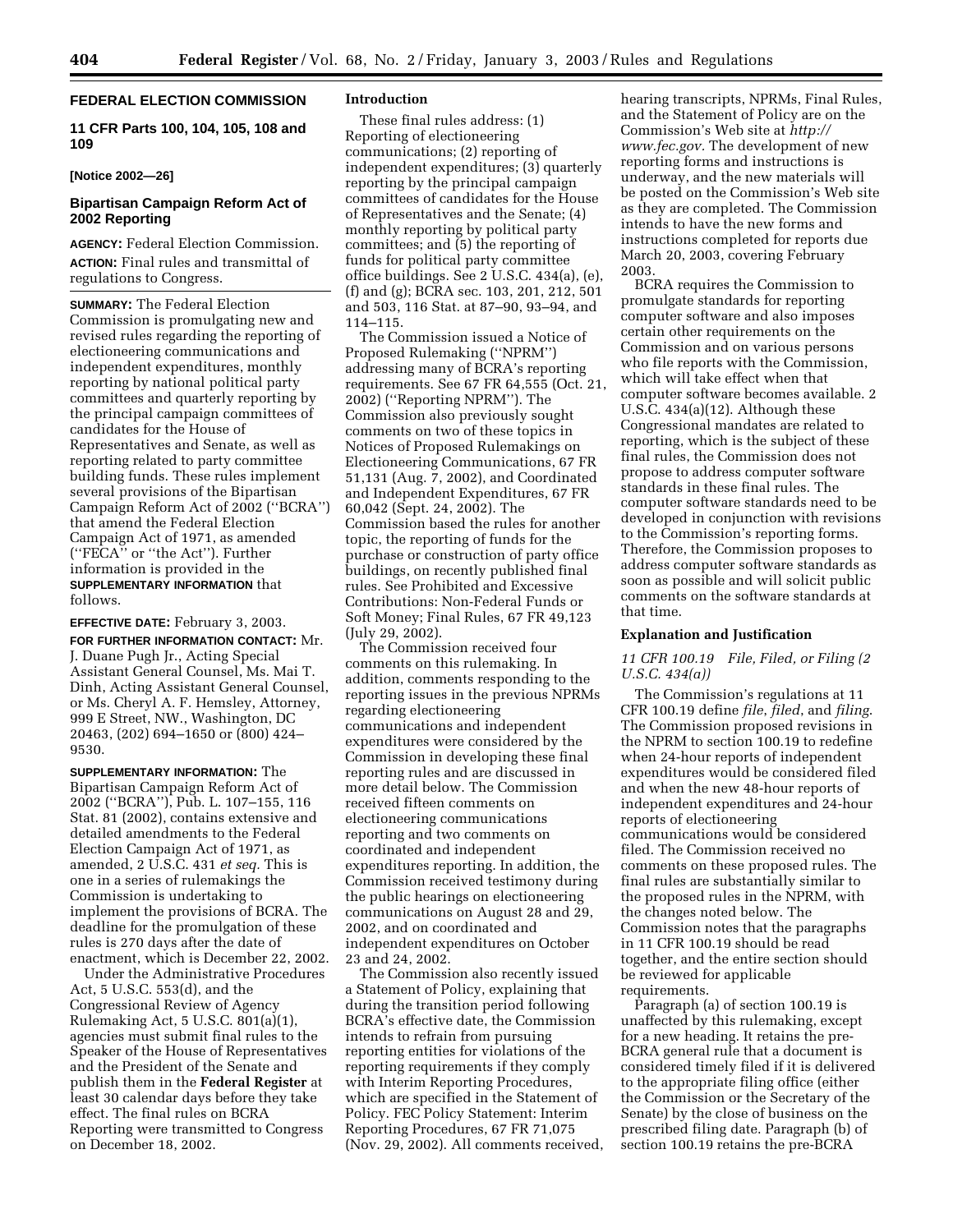## FEDERAL ELECTION COMMISSION

**11 CFR Parts 100, 104, 105, 108 and 109**

**[Notice 2002—26]**

### Bipartisan Campaign Reform Act of 2002 Reporting

**AGENCY:** Federal Election Commission.

**ACTION:** Final rules and transmittal of regulations to Congress.

---

**SUMMARY:** The Federal Election Commission is promulgating new and revised rules regarding the reporting of electioneering communications and independent expenditures, monthly reporting by national political party committees and quarterly reporting by the principal campaign committees of candidates for the House of Representatives and Senate, as well as reporting related to party committee building funds. These rules implement several provisions of the Bipartisan Campaign Reform Act of 2002 (''BCRA'') that amend the Federal Election Campaign Act of 1971, as amended (''FECA'' or ''the Act''). Further information is provided in the **SUPPLEMENTARY INFORMATION** that follows.

**EFFECTIVE DATE:** February 3, 2003.

**FOR FURTHER INFORMATION CONTACT:** Mr. J. Duane Pugh Jr., Acting Special Assistant General Counsel, Ms. Mai T. Dinh, Acting Assistant General Counsel, or Ms. Cheryl A. F. Hemsley, Attorney, 999 E Street, NW., Washington, DC 20463, (202) 694–1650 or (800) 424–9530.

**SUPPLEMENTARY INFORMATION:** The Bipartisan Campaign Reform Act of 2002 (''BCRA''), Pub. L. 107–155, 116 Stat. 81 (2002), contains extensive and detailed amendments to the Federal Election Campaign Act of 1971, as amended, 2 U.S.C. 431 *et seq.* This is one in a series of rulemakings the Commission is undertaking to implement the provisions of BCRA. The deadline for the promulgation of these rules is 270 days after the date of enactment, which is December 22, 2002.

Under the Administrative Procedures Act, 5 U.S.C. 553(d), and the Congressional Review of Agency Rulemaking Act, 5 U.S.C. 801(a)(1), agencies must submit final rules to the Speaker of the House of Representatives and the President of the Senate and publish them in the **Federal Register** at least 30 calendar days before they take effect. The final rules on BCRA Reporting were transmitted to Congress on December 18, 2002.

#### Introduction

These final rules address: (1) Reporting of electioneering communications; (2) reporting of independent expenditures; (3) quarterly reporting by the principal campaign committees of candidates for the House of Representatives and the Senate; (4) monthly reporting by political party committees; and (5) the reporting of funds for political party committee office buildings. See 2 U.S.C. 434(a), (e), (f) and (g); BCRA sec. 103, 201, 212, 501 and 503, 116 Stat. at 87–90, 93–94, and 114–115.

The Commission issued a Notice of Proposed Rulemaking (''NPRM'') addressing many of BCRA's reporting requirements. See 67 FR 64,555 (Oct. 21, 2002) (''Reporting NPRM''). The Commission also previously sought comments on two of these topics in Notices of Proposed Rulemakings on Electioneering Communications, 67 FR 51,131 (Aug. 7, 2002), and Coordinated and Independent Expenditures, 67 FR 60,042 (Sept. 24, 2002). The Commission based the rules for another topic, the reporting of funds for the purchase or construction of party office buildings, on recently published final rules. See Prohibited and Excessive Contributions: Non-Federal Funds or Soft Money; Final Rules, 67 FR 49,123 (July 29, 2002).

The Commission received four comments on this rulemaking. In addition, comments responding to the reporting issues in the previous NPRMs regarding electioneering communications and independent expenditures were considered by the Commission in developing these final reporting rules and are discussed in more detail below. The Commission received fifteen comments on electioneering communications reporting and two comments on coordinated and independent expenditures reporting. In addition, the Commission received testimony during the public hearings on electioneering communications on August 28 and 29, 2002, and on coordinated and independent expenditures on October 23 and 24, 2002.

The Commission also recently issued a Statement of Policy, explaining that during the transition period following BCRA's effective date, the Commission intends to refrain from pursuing reporting entities for violations of the reporting requirements if they comply with Interim Reporting Procedures, which are specified in the Statement of Policy. FEC Policy Statement: Interim Reporting Procedures, 67 FR 71,075 (Nov. 29, 2002). All comments received, hearing transcripts, NPRMs, Final Rules, and the Statement of Policy are on the Commission's Web site at *http://www.fec.gov.* The development of new reporting forms and instructions is underway, and the new materials will be posted on the Commission's Web site as they are completed. The Commission intends to have the new forms and instructions completed for reports due March 20, 2003, covering February 2003.

BCRA requires the Commission to promulgate standards for reporting computer software and also imposes certain other requirements on the Commission and on various persons who file reports with the Commission, which will take effect when that computer software becomes available. 2 U.S.C. 434(a)(12). Although these Congressional mandates are related to reporting, which is the subject of these final rules, the Commission does not propose to address computer software standards in these final rules. The computer software standards need to be developed in conjunction with revisions to the Commission's reporting forms. Therefore, the Commission proposes to address computer software standards as soon as possible and will solicit public comments on the software standards at that time.

#### Explanation and Justification

*11 CFR 100.19 File, Filed, or Filing (2 U.S.C. 434(a))*

The Commission's regulations at 11 CFR 100.19 define *file*, *filed*, and *filing*. The Commission proposed revisions in the NPRM to section 100.19 to redefine when 24-hour reports of independent expenditures would be considered filed and when the new 48-hour reports of independent expenditures and 24-hour reports of electioneering communications would be considered filed. The Commission received no comments on these proposed rules. The final rules are substantially similar to the proposed rules in the NPRM, with the changes noted below. The Commission notes that the paragraphs in 11 CFR 100.19 should be read together, and the entire section should be reviewed for applicable requirements.

Paragraph (a) of section 100.19 is unaffected by this rulemaking, except for a new heading. It retains the pre-BCRA general rule that a document is considered timely filed if it is delivered to the appropriate filing office (either the Commission or the Secretary of the Senate) by the close of business on the prescribed filing date. Paragraph (b) of section 100.19 retains the pre-BCRA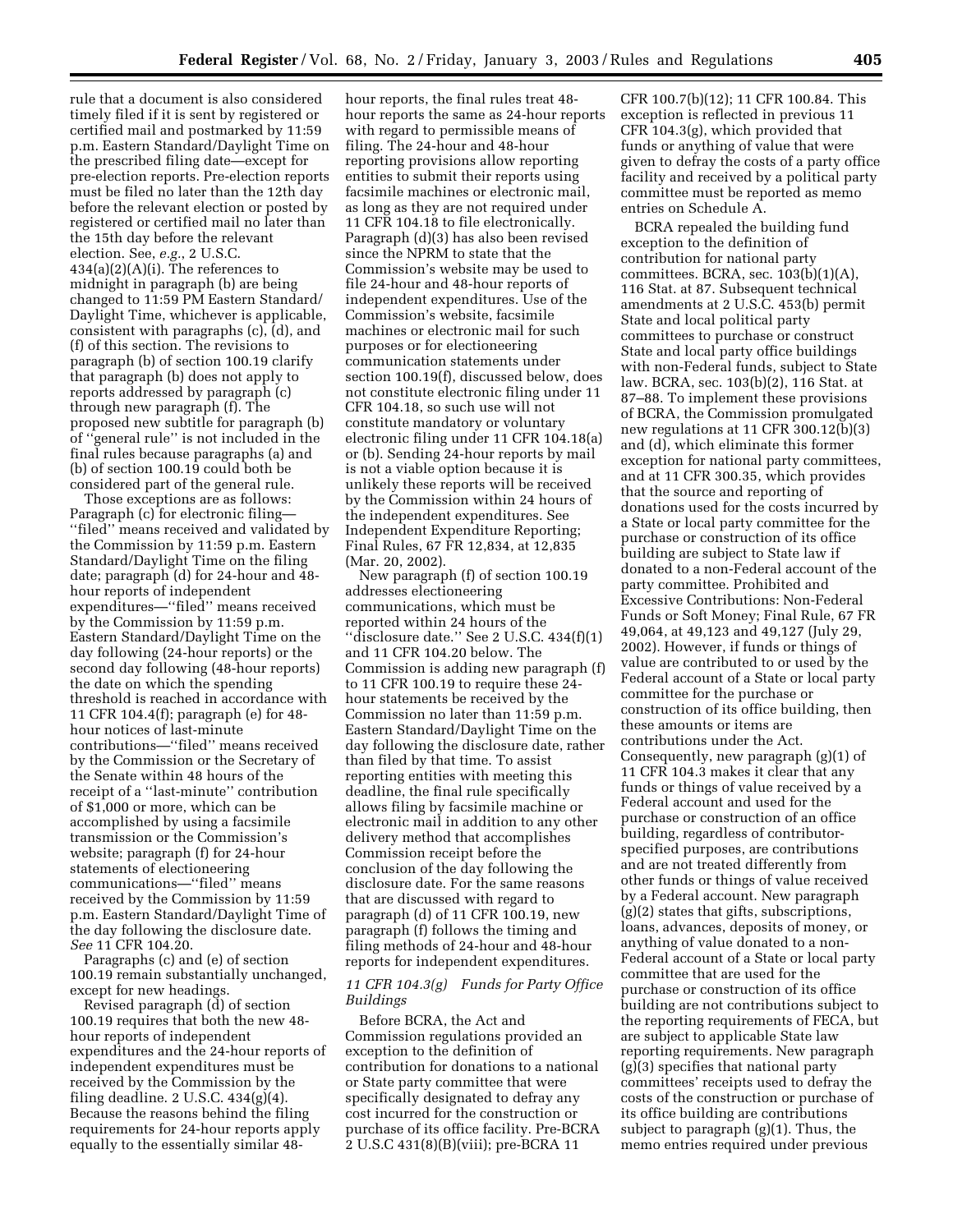rule that a document is also considered timely filed if it is sent by registered or certified mail and postmarked by 11:59 p.m. Eastern Standard/Daylight Time on the prescribed filing date—except for pre-election reports. Pre-election reports must be filed no later than the 12th day before the relevant election or posted by registered or certified mail no later than the 15th day before the relevant election. See, *e.g.*, 2 U.S.C. 434(a)(2)(A)(i). The references to midnight in paragraph (b) are being changed to 11:59 PM Eastern Standard/Daylight Time, whichever is applicable, consistent with paragraphs (c), (d), and (f) of this section. The revisions to paragraph (b) of section 100.19 clarify that paragraph (b) does not apply to reports addressed by paragraph (c) through new paragraph (f). The proposed new subtitle for paragraph (b) of ''general rule'' is not included in the final rules because paragraphs (a) and (b) of section 100.19 could both be considered part of the general rule.

Those exceptions are as follows: Paragraph (c) for electronic filing—''filed'' means received and validated by the Commission by 11:59 p.m. Eastern Standard/Daylight Time on the filing date; paragraph (d) for 24-hour and 48-hour reports of independent expenditures—''filed'' means received by the Commission by 11:59 p.m. Eastern Standard/Daylight Time on the day following (24-hour reports) or the second day following (48-hour reports) the date on which the spending threshold is reached in accordance with 11 CFR 104.4(f); paragraph (e) for 48-hour notices of last-minute contributions—''filed'' means received by the Commission or the Secretary of the Senate within 48 hours of the receipt of a ''last-minute'' contribution of $1,000 or more, which can be accomplished by using a facsimile transmission or the Commission's website; paragraph (f) for 24-hour statements of electioneering communications—''filed'' means received by the Commission by 11:59 p.m. Eastern Standard/Daylight Time of the day following the disclosure date. *See* 11 CFR 104.20.

Paragraphs (c) and (e) of section 100.19 remain substantially unchanged, except for new headings.

Revised paragraph (d) of section 100.19 requires that both the new 48-hour reports of independent expenditures and the 24-hour reports of independent expenditures must be received by the Commission by the filing deadline. 2 U.S.C. 434(g)(4). Because the reasons behind the filing requirements for 24-hour reports apply equally to the essentially similar 48-hour reports, the final rules treat 48-hour reports the same as 24-hour reports with regard to permissible means of filing. The 24-hour and 48-hour reporting provisions allow reporting entities to submit their reports using facsimile machines or electronic mail, as long as they are not required under 11 CFR 104.18 to file electronically. Paragraph (d)(3) has also been revised since the NPRM to state that the Commission's website may be used to file 24-hour and 48-hour reports of independent expenditures. Use of the Commission's website, facsimile machines or electronic mail for such purposes or for electioneering communication statements under section 100.19(f), discussed below, does not constitute electronic filing under 11 CFR 104.18, so such use will not constitute mandatory or voluntary electronic filing under 11 CFR 104.18(a) or (b). Sending 24-hour reports by mail is not a viable option because it is unlikely these reports will be received by the Commission within 24 hours of the independent expenditures. See Independent Expenditure Reporting; Final Rules, 67 FR 12,834, at 12,835 (Mar. 20, 2002).

New paragraph (f) of section 100.19 addresses electioneering communications, which must be reported within 24 hours of the ''disclosure date.'' See 2 U.S.C. 434(f)(1) and 11 CFR 104.20 below. The Commission is adding new paragraph (f) to 11 CFR 100.19 to require these 24-hour statements be received by the Commission no later than 11:59 p.m. Eastern Standard/Daylight Time on the day following the disclosure date, rather than filed by that time. To assist reporting entities with meeting this deadline, the final rule specifically allows filing by facsimile machine or electronic mail in addition to any other delivery method that accomplishes Commission receipt before the conclusion of the day following the disclosure date. For the same reasons that are discussed with regard to paragraph (d) of 11 CFR 100.19, new paragraph (f) follows the timing and filing methods of 24-hour and 48-hour reports for independent expenditures.

### *11 CFR 104.3(g) Funds for Party Office Buildings*

Before BCRA, the Act and Commission regulations provided an exception to the definition of contribution for donations to a national or State party committee that were specifically designated to defray any cost incurred for the construction or purchase of its office facility. Pre-BCRA 2 U.S.C 431(8)(B)(viii); pre-BCRA 11 CFR 100.7(b)(12); 11 CFR 100.84. This exception is reflected in previous 11 CFR 104.3(g), which provided that funds or anything of value that were given to defray the costs of a party office facility and received by a political party committee must be reported as memo entries on Schedule A.

BCRA repealed the building fund exception to the definition of contribution for national party committees. BCRA, sec. 103(b)(1)(A), 116 Stat. at 87. Subsequent technical amendments at 2 U.S.C. 453(b) permit State and local political party committees to purchase or construct State and local party office buildings with non-Federal funds, subject to State law. BCRA, sec. 103(b)(2), 116 Stat. at 87–88. To implement these provisions of BCRA, the Commission promulgated new regulations at 11 CFR 300.12(b)(3) and (d), which eliminate this former exception for national party committees, and at 11 CFR 300.35, which provides that the source and reporting of donations used for the costs incurred by a State or local party committee for the purchase or construction of its office building are subject to State law if donated to a non-Federal account of the party committee. Prohibited and Excessive Contributions: Non-Federal Funds or Soft Money; Final Rule, 67 FR 49,064, at 49,123 and 49,127 (July 29, 2002). However, if funds or things of value are contributed to or used by the Federal account of a State or local party committee for the purchase or construction of its office building, then these amounts or items are contributions under the Act. Consequently, new paragraph (g)(1) of 11 CFR 104.3 makes it clear that any funds or things of value received by a Federal account and used for the purchase or construction of an office building, regardless of contributor-specified purposes, are contributions and are not treated differently from other funds or things of value received by a Federal account. New paragraph (g)(2) states that gifts, subscriptions, loans, advances, deposits of money, or anything of value donated to a non-Federal account of a State or local party committee that are used for the purchase or construction of its office building are not contributions subject to the reporting requirements of FECA, but are subject to applicable State law reporting requirements. New paragraph (g)(3) specifies that national party committees' receipts used to defray the costs of the construction or purchase of its office building are contributions subject to paragraph (g)(1). Thus, the memo entries required under previous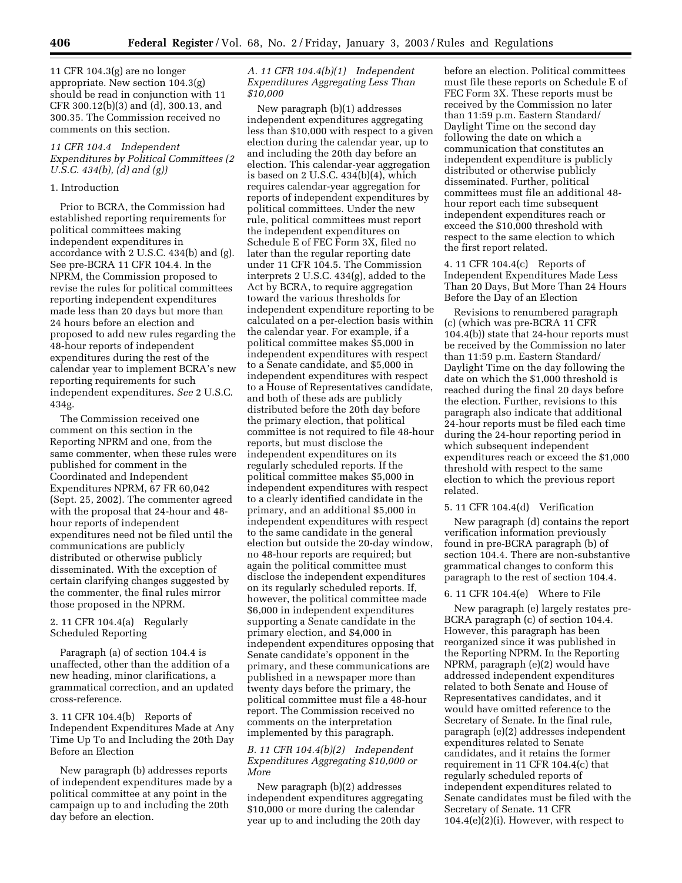11 CFR 104.3(g) are no longer appropriate. New section 104.3(g) should be read in conjunction with 11 CFR 300.12(b)(3) and (d), 300.13, and 300.35. The Commission received no comments on this section.

### *11 CFR 104.4 Independent Expenditures by Political Committees (2 U.S.C. 434(b), (d) and (g))*

1. Introduction

Prior to BCRA, the Commission had established reporting requirements for political committees making independent expenditures in accordance with 2 U.S.C. 434(b) and (g). See pre-BCRA 11 CFR 104.4. In the NPRM, the Commission proposed to revise the rules for political committees reporting independent expenditures made less than 20 days but more than 24 hours before an election and proposed to add new rules regarding the 48-hour reports of independent expenditures during the rest of the calendar year to implement BCRA's new reporting requirements for such independent expenditures. *See* 2 U.S.C. 434g.

The Commission received one comment on this section in the Reporting NPRM and one, from the same commenter, when these rules were published for comment in the Coordinated and Independent Expenditures NPRM, 67 FR 60,042 (Sept. 25, 2002). The commenter agreed with the proposal that 24-hour and 48-hour reports of independent expenditures need not be filed until the communications are publicly distributed or otherwise publicly disseminated. With the exception of certain clarifying changes suggested by the commenter, the final rules mirror those proposed in the NPRM.

2. 11 CFR 104.4(a) Regularly Scheduled Reporting

Paragraph (a) of section 104.4 is unaffected, other than the addition of a new heading, minor clarifications, a grammatical correction, and an updated cross-reference.

3. 11 CFR 104.4(b) Reports of Independent Expenditures Made at Any Time Up To and Including the 20th Day Before an Election

New paragraph (b) addresses reports of independent expenditures made by a political committee at any point in the campaign up to and including the 20th day before an election.

*A. 11 CFR 104.4(b)(1) Independent Expenditures Aggregating Less Than $10,000*

New paragraph (b)(1) addresses independent expenditures aggregating less than $10,000 with respect to a given election during the calendar year, up to and including the 20th day before an election. This calendar-year aggregation is based on 2 U.S.C. 434(b)(4), which requires calendar-year aggregation for reports of independent expenditures by political committees. Under the new rule, political committees must report the independent expenditures on Schedule E of FEC Form 3X, filed no later than the regular reporting date under 11 CFR 104.5. The Commission interprets 2 U.S.C. 434(g), added to the Act by BCRA, to require aggregation toward the various thresholds for independent expenditure reporting to be calculated on a per-election basis within the calendar year. For example, if a political committee makes $5,000 in independent expenditures with respect to a Senate candidate, and $5,000 in independent expenditures with respect to a House of Representatives candidate, and both of these ads are publicly distributed before the 20th day before the primary election, that political committee is not required to file 48-hour reports, but must disclose the independent expenditures on its regularly scheduled reports. If the political committee makes $5,000 in independent expenditures with respect to a clearly identified candidate in the primary, and an additional $5,000 in independent expenditures with respect to the same candidate in the general election but outside the 20-day window, no 48-hour reports are required; but again the political committee must disclose the independent expenditures on its regularly scheduled reports. If, however, the political committee made $6,000 in independent expenditures supporting a Senate candidate in the primary election, and $4,000 in independent expenditures opposing that Senate candidate's opponent in the primary, and these communications are published in a newspaper more than twenty days before the primary, the political committee must file a 48-hour report. The Commission received no comments on the interpretation implemented by this paragraph.

*B. 11 CFR 104.4(b)(2) Independent Expenditures Aggregating $10,000 or More*

New paragraph (b)(2) addresses independent expenditures aggregating $10,000 or more during the calendar year up to and including the 20th day before an election. Political committees must file these reports on Schedule E of FEC Form 3X. These reports must be received by the Commission no later than 11:59 p.m. Eastern Standard/Daylight Time on the second day following the date on which a communication that constitutes an independent expenditure is publicly distributed or otherwise publicly disseminated. Further, political committees must file an additional 48-hour report each time subsequent independent expenditures reach or exceed the $10,000 threshold with respect to the same election to which the first report related.

4. 11 CFR 104.4(c) Reports of Independent Expenditures Made Less Than 20 Days, But More Than 24 Hours Before the Day of an Election

Revisions to renumbered paragraph (c) (which was pre-BCRA 11 CFR 104.4(b)) state that 24-hour reports must be received by the Commission no later than 11:59 p.m. Eastern Standard/Daylight Time on the day following the date on which the $1,000 threshold is reached during the final 20 days before the election. Further, revisions to this paragraph also indicate that additional 24-hour reports must be filed each time during the 24-hour reporting period in which subsequent independent expenditures reach or exceed the $1,000 threshold with respect to the same election to which the previous report related.

5. 11 CFR 104.4(d) Verification

New paragraph (d) contains the report verification information previously found in pre-BCRA paragraph (b) of section 104.4. There are non-substantive grammatical changes to conform this paragraph to the rest of section 104.4.

6. 11 CFR 104.4(e) Where to File

New paragraph (e) largely restates pre-BCRA paragraph (c) of section 104.4. However, this paragraph has been reorganized since it was published in the Reporting NPRM. In the Reporting NPRM, paragraph (e)(2) would have addressed independent expenditures related to both Senate and House of Representatives candidates, and it would have omitted reference to the Secretary of Senate. In the final rule, paragraph (e)(2) addresses independent expenditures related to Senate candidates, and it retains the former requirement in 11 CFR 104.4(c) that regularly scheduled reports of independent expenditures related to Senate candidates must be filed with the Secretary of Senate. 11 CFR 104.4(e)(2)(i). However, with respect to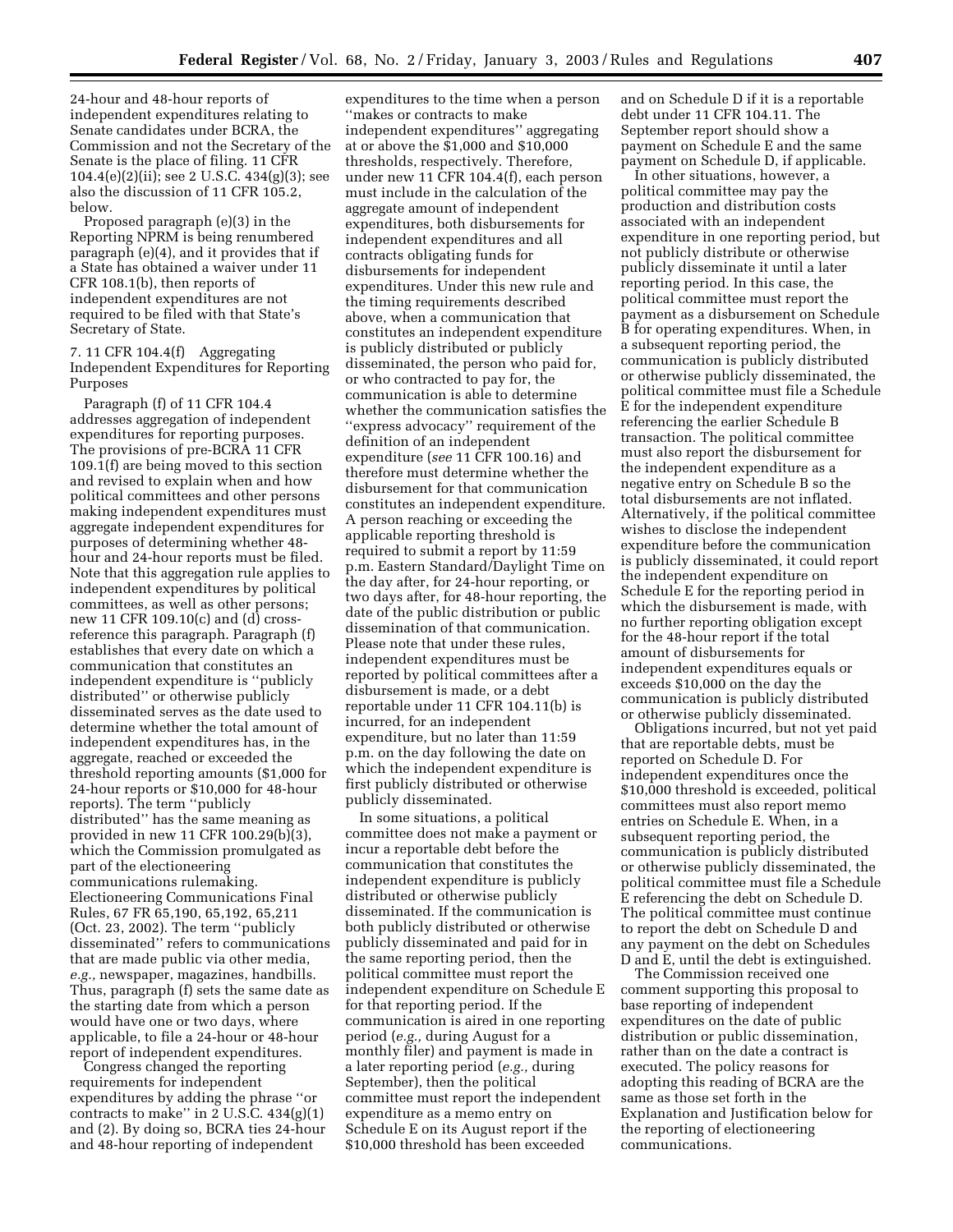24-hour and 48-hour reports of independent expenditures relating to Senate candidates under BCRA, the Commission and not the Secretary of the Senate is the place of filing. 11 CFR 104.4(e)(2)(ii); see 2 U.S.C. 434(g)(3); see also the discussion of 11 CFR 105.2, below.

Proposed paragraph (e)(3) in the Reporting NPRM is being renumbered paragraph (e)(4), and it provides that if a State has obtained a waiver under 11 CFR 108.1(b), then reports of independent expenditures are not required to be filed with that State's Secretary of State.

7. 11 CFR 104.4(f) Aggregating Independent Expenditures for Reporting Purposes

Paragraph (f) of 11 CFR 104.4 addresses aggregation of independent expenditures for reporting purposes. The provisions of pre-BCRA 11 CFR 109.1(f) are being moved to this section and revised to explain when and how political committees and other persons making independent expenditures must aggregate independent expenditures for purposes of determining whether 48-hour and 24-hour reports must be filed. Note that this aggregation rule applies to independent expenditures by political committees, as well as other persons; new 11 CFR 109.10(c) and (d) cross-reference this paragraph. Paragraph (f) establishes that every date on which a communication that constitutes an independent expenditure is "publicly distributed" or otherwise publicly disseminated serves as the date used to determine whether the total amount of independent expenditures has, in the aggregate, reached or exceeded the threshold reporting amounts ($1,000 for 24-hour reports or $10,000 for 48-hour reports). The term "publicly distributed" has the same meaning as provided in new 11 CFR 100.29(b)(3), which the Commission promulgated as part of the electioneering communications rulemaking. Electioneering Communications Final Rules, 67 FR 65,190, 65,192, 65,211 (Oct. 23, 2002). The term "publicly disseminated" refers to communications that are made public via other media, *e.g.,* newspaper, magazines, handbills. Thus, paragraph (f) sets the same date as the starting date from which a person would have one or two days, where applicable, to file a 24-hour or 48-hour report of independent expenditures.

Congress changed the reporting requirements for independent expenditures by adding the phrase "or contracts to make" in 2 U.S.C. 434(g)(1) and (2). By doing so, BCRA ties 24-hour and 48-hour reporting of independent expenditures to the time when a person "makes or contracts to make independent expenditures" aggregating at or above the $1,000 and $10,000 thresholds, respectively. Therefore, under new 11 CFR 104.4(f), each person must include in the calculation of the aggregate amount of independent expenditures, both disbursements for independent expenditures and all contracts obligating funds for disbursements for independent expenditures. Under this new rule and the timing requirements described above, when a communication that constitutes an independent expenditure is publicly distributed or publicly disseminated, the person who paid for, or who contracted to pay for, the communication is able to determine whether the communication satisfies the "express advocacy" requirement of the definition of an independent expenditure (*see* 11 CFR 100.16) and therefore must determine whether the disbursement for that communication constitutes an independent expenditure. A person reaching or exceeding the applicable reporting threshold is required to submit a report by 11:59 p.m. Eastern Standard/Daylight Time on the day after, for 24-hour reporting, or two days after, for 48-hour reporting, the date of the public distribution or public dissemination of that communication. Please note that under these rules, independent expenditures must be reported by political committees after a disbursement is made, or a debt reportable under 11 CFR 104.11(b) is incurred, for an independent expenditure, but no later than 11:59 p.m. on the day following the date on which the independent expenditure is first publicly distributed or otherwise publicly disseminated.

In some situations, a political committee does not make a payment or incur a reportable debt before the communication that constitutes the independent expenditure is publicly distributed or otherwise publicly disseminated. If the communication is both publicly distributed or otherwise publicly disseminated and paid for in the same reporting period, then the political committee must report the independent expenditure on Schedule E for that reporting period. If the communication is aired in one reporting period (*e.g.,* during August for a monthly filer) and payment is made in a later reporting period (*e.g.,* during September), then the political committee must report the independent expenditure as a memo entry on Schedule E on its August report if the $10,000 threshold has been exceeded and on Schedule D if it is a reportable debt under 11 CFR 104.11. The September report should show a payment on Schedule E and the same payment on Schedule D, if applicable.

In other situations, however, a political committee may pay the production and distribution costs associated with an independent expenditure in one reporting period, but not publicly distribute or otherwise publicly disseminate it until a later reporting period. In this case, the political committee must report the payment as a disbursement on Schedule B for operating expenditures. When, in a subsequent reporting period, the communication is publicly distributed or otherwise publicly disseminated, the political committee must file a Schedule E for the independent expenditure referencing the earlier Schedule B transaction. The political committee must also report the disbursement for the independent expenditure as a negative entry on Schedule B so the total disbursements are not inflated. Alternatively, if the political committee wishes to disclose the independent expenditure before the communication is publicly disseminated, it could report the independent expenditure on Schedule E for the reporting period in which the disbursement is made, with no further reporting obligation except for the 48-hour report if the total amount of disbursements for independent expenditures equals or exceeds $10,000 on the day the communication is publicly distributed or otherwise publicly disseminated.

Obligations incurred, but not yet paid that are reportable debts, must be reported on Schedule D. For independent expenditures once the $10,000 threshold is exceeded, political committees must also report memo entries on Schedule E. When, in a subsequent reporting period, the communication is publicly distributed or otherwise publicly disseminated, the political committee must file a Schedule E referencing the debt on Schedule D. The political committee must continue to report the debt on Schedule D and any payment on the debt on Schedules D and E, until the debt is extinguished.

The Commission received one comment supporting this proposal to base reporting of independent expenditures on the date of public distribution or public dissemination, rather than on the date a contract is executed. The policy reasons for adopting this reading of BCRA are the same as those set forth in the Explanation and Justification below for the reporting of electioneering communications.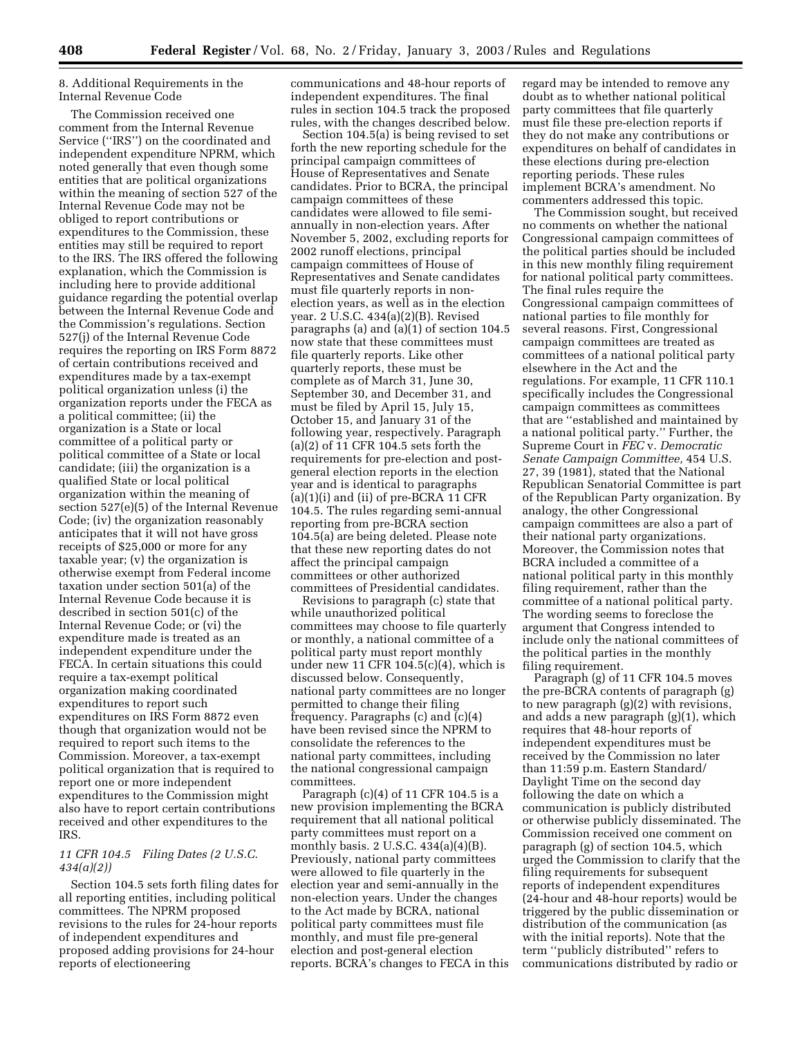8. Additional Requirements in the Internal Revenue Code

The Commission received one comment from the Internal Revenue Service (''IRS'') on the coordinated and independent expenditure NPRM, which noted generally that even though some entities that are political organizations within the meaning of section 527 of the Internal Revenue Code may not be obliged to report contributions or expenditures to the Commission, these entities may still be required to report to the IRS. The IRS offered the following explanation, which the Commission is including here to provide additional guidance regarding the potential overlap between the Internal Revenue Code and the Commission's regulations. Section 527(j) of the Internal Revenue Code requires the reporting on IRS Form 8872 of certain contributions received and expenditures made by a tax-exempt political organization unless (i) the organization reports under the FECA as a political committee; (ii) the organization is a State or local committee of a political party or political committee of a State or local candidate; (iii) the organization is a qualified State or local political organization within the meaning of section 527(e)(5) of the Internal Revenue Code; (iv) the organization reasonably anticipates that it will not have gross receipts of $25,000 or more for any taxable year; (v) the organization is otherwise exempt from Federal income taxation under section 501(a) of the Internal Revenue Code because it is described in section 501(c) of the Internal Revenue Code; or (vi) the expenditure made is treated as an independent expenditure under the FECA. In certain situations this could require a tax-exempt political organization making coordinated expenditures to report such expenditures on IRS Form 8872 even though that organization would not be required to report such items to the Commission. Moreover, a tax-exempt political organization that is required to report one or more independent expenditures to the Commission might also have to report certain contributions received and other expenditures to the IRS.

*11 CFR 104.5 Filing Dates (2 U.S.C. 434(a)(2))*

Section 104.5 sets forth filing dates for all reporting entities, including political committees. The NPRM proposed revisions to the rules for 24-hour reports of independent expenditures and proposed adding provisions for 24-hour reports of electioneering communications and 48-hour reports of independent expenditures. The final rules in section 104.5 track the proposed rules, with the changes described below.

Section 104.5(a) is being revised to set forth the new reporting schedule for the principal campaign committees of House of Representatives and Senate candidates. Prior to BCRA, the principal campaign committees of these candidates were allowed to file semi-annually in non-election years. After November 5, 2002, excluding reports for 2002 runoff elections, principal campaign committees of House of Representatives and Senate candidates must file quarterly reports in non-election years, as well as in the election year. 2 U.S.C. 434(a)(2)(B). Revised paragraphs (a) and (a)(1) of section 104.5 now state that these committees must file quarterly reports. Like other quarterly reports, these must be complete as of March 31, June 30, September 30, and December 31, and must be filed by April 15, July 15, October 15, and January 31 of the following year, respectively. Paragraph (a)(2) of 11 CFR 104.5 sets forth the requirements for pre-election and post-general election reports in the election year and is identical to paragraphs (a)(1)(i) and (ii) of pre-BCRA 11 CFR 104.5. The rules regarding semi-annual reporting from pre-BCRA section 104.5(a) are being deleted. Please note that these new reporting dates do not affect the principal campaign committees or other authorized committees of Presidential candidates.

Revisions to paragraph (c) state that while unauthorized political committees may choose to file quarterly or monthly, a national committee of a political party must report monthly under new 11 CFR 104.5(c)(4), which is discussed below. Consequently, national party committees are no longer permitted to change their filing frequency. Paragraphs (c) and (c)(4) have been revised since the NPRM to consolidate the references to the national party committees, including the national congressional campaign committees.

Paragraph (c)(4) of 11 CFR 104.5 is a new provision implementing the BCRA requirement that all national political party committees must report on a monthly basis. 2 U.S.C. 434(a)(4)(B). Previously, national party committees were allowed to file quarterly in the election year and semi-annually in the non-election years. Under the changes to the Act made by BCRA, national political party committees must file monthly, and must file pre-general election and post-general election reports. BCRA's changes to FECA in this regard may be intended to remove any doubt as to whether national political party committees that file quarterly must file these pre-election reports if they do not make any contributions or expenditures on behalf of candidates in these elections during pre-election reporting periods. These rules implement BCRA's amendment. No commenters addressed this topic.

The Commission sought, but received no comments on whether the national Congressional campaign committees of the political parties should be included in this new monthly filing requirement for national political party committees. The final rules require the Congressional campaign committees of national parties to file monthly for several reasons. First, Congressional campaign committees are treated as committees of a national political party elsewhere in the Act and the regulations. For example, 11 CFR 110.1 specifically includes the Congressional campaign committees as committees that are ''established and maintained by a national political party.'' Further, the Supreme Court in *FEC* v. *Democratic Senate Campaign Committee,* 454 U.S. 27, 39 (1981), stated that the National Republican Senatorial Committee is part of the Republican Party organization. By analogy, the other Congressional campaign committees are also a part of their national party organizations. Moreover, the Commission notes that BCRA included a committee of a national political party in this monthly filing requirement, rather than the committee of a national political party. The wording seems to foreclose the argument that Congress intended to include only the national committees of the political parties in the monthly filing requirement.

Paragraph (g) of 11 CFR 104.5 moves the pre-BCRA contents of paragraph (g) to new paragraph (g)(2) with revisions, and adds a new paragraph (g)(1), which requires that 48-hour reports of independent expenditures must be received by the Commission no later than 11:59 p.m. Eastern Standard/Daylight Time on the second day following the date on which a communication is publicly distributed or otherwise publicly disseminated. The Commission received one comment on paragraph (g) of section 104.5, which urged the Commission to clarify that the filing requirements for subsequent reports of independent expenditures (24-hour and 48-hour reports) would be triggered by the public dissemination or distribution of the communication (as with the initial reports). Note that the term ''publicly distributed'' refers to communications distributed by radio or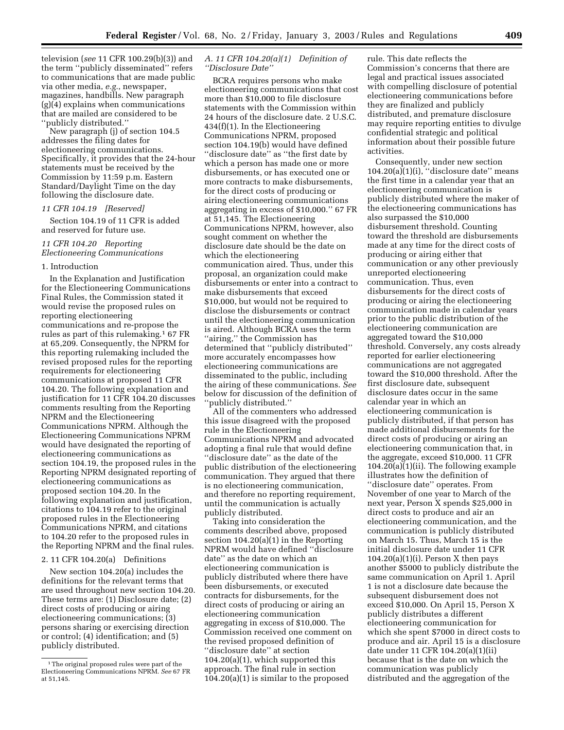television (*see* 11 CFR 100.29(b)(3)) and the term ''publicly disseminated'' refers to communications that are made public via other media, *e.g.*, newspaper, magazines, handbills. New paragraph (g)(4) explains when communications that are mailed are considered to be ''publicly distributed.''

New paragraph (j) of section 104.5 addresses the filing dates for electioneering communications. Specifically, it provides that the 24-hour statements must be received by the Commission by 11:59 p.m. Eastern Standard/Daylight Time on the day following the disclosure date.

*11 CFR 104.19 [Reserved]*

Section 104.19 of 11 CFR is added and reserved for future use.

*11 CFR 104.20 Reporting Electioneering Communications*

1. Introduction

In the Explanation and Justification for the Electioneering Communications Final Rules, the Commission stated it would revise the proposed rules on reporting electioneering communications and re-propose the rules as part of this rulemaking.[1] 67 FR at 65,209. Consequently, the NPRM for this reporting rulemaking included the revised proposed rules for the reporting requirements for electioneering communications at proposed 11 CFR 104.20. The following explanation and justification for 11 CFR 104.20 discusses comments resulting from the Reporting NPRM and the Electioneering Communications NPRM. Although the Electioneering Communications NPRM would have designated the reporting of electioneering communications as section 104.19, the proposed rules in the Reporting NPRM designated reporting of electioneering communications as proposed section 104.20. In the following explanation and justification, citations to 104.19 refer to the original proposed rules in the Electioneering Communications NPRM, and citations to 104.20 refer to the proposed rules in the Reporting NPRM and the final rules.

2. 11 CFR 104.20(a) Definitions

New section 104.20(a) includes the definitions for the relevant terms that are used throughout new section 104.20. These terms are: (1) Disclosure date; (2) direct costs of producing or airing electioneering communications; (3) persons sharing or exercising direction or control; (4) identification; and (5) publicly distributed.

*A. 11 CFR 104.20(a)(1) Definition of ''Disclosure Date''*

BCRA requires persons who make electioneering communications that cost more than $10,000 to file disclosure statements with the Commission within 24 hours of the disclosure date. 2 U.S.C. 434(f)(1). In the Electioneering Communications NPRM, proposed section 104.19(b) would have defined ''disclosure date'' as ''the first date by which a person has made one or more disbursements, or has executed one or more contracts to make disbursements, for the direct costs of producing or airing electioneering communications aggregating in excess of $10,000.'' 67 FR at 51,145. The Electioneering Communications NPRM, however, also sought comment on whether the disclosure date should be the date on which the electioneering communication aired. Thus, under this proposal, an organization could make disbursements or enter into a contract to make disbursements that exceed $10,000, but would not be required to disclose the disbursements or contract until the electioneering communication is aired. Although BCRA uses the term ''airing,'' the Commission has determined that ''publicly distributed'' more accurately encompasses how electioneering communications are disseminated to the public, including the airing of these communications. *See* below for discussion of the definition of ''publicly distributed.''

All of the commenters who addressed this issue disagreed with the proposed rule in the Electioneering Communications NPRM and advocated adopting a final rule that would define ''disclosure date'' as the date of the public distribution of the electioneering communication. They argued that there is no electioneering communication, and therefore no reporting requirement, until the communication is actually publicly distributed.

Taking into consideration the comments described above, proposed section 104.20(a)(1) in the Reporting NPRM would have defined ''disclosure date'' as the date on which an electioneering communication is publicly distributed where there have been disbursements, or executed contracts for disbursements, for the direct costs of producing or airing an electioneering communication aggregating in excess of $10,000. The Commission received one comment on the revised proposed definition of ''disclosure date'' at section 104.20(a)(1), which supported this approach. The final rule in section 104.20(a)(1) is similar to the proposed rule. This date reflects the Commission's concerns that there are legal and practical issues associated with compelling disclosure of potential electioneering communications before they are finalized and publicly distributed, and premature disclosure may require reporting entities to divulge confidential strategic and political information about their possible future activities.

Consequently, under new section 104.20(a)(1)(i), ''disclosure date'' means the first time in a calendar year that an electioneering communication is publicly distributed where the maker of the electioneering communications has also surpassed the $10,000 disbursement threshold. Counting toward the threshold are disbursements made at any time for the direct costs of producing or airing either that communication or any other previously unreported electioneering communication. Thus, even disbursements for the direct costs of producing or airing the electioneering communication made in calendar years prior to the public distribution of the electioneering communication are aggregated toward the $10,000 threshold. Conversely, any costs already reported for earlier electioneering communications are not aggregated toward the $10,000 threshold. After the first disclosure date, subsequent disclosure dates occur in the same calendar year in which an electioneering communication is publicly distributed, if that person has made additional disbursements for the direct costs of producing or airing an electioneering communication that, in the aggregate, exceed $10,000. 11 CFR 104.20(a)(1)(ii). The following example illustrates how the definition of ''disclosure date'' operates. From November of one year to March of the next year, Person X spends $25,000 in direct costs to produce and air an electioneering communication, and the communication is publicly distributed on March 15. Thus, March 15 is the initial disclosure date under 11 CFR 104.20(a)(1)(i). Person X then pays another $5000 to publicly distribute the same communication on April 1. April 1 is not a disclosure date because the subsequent disbursement does not exceed $10,000. On April 15, Person X publicly distributes a different electioneering communication for which she spent $7000 in direct costs to produce and air. April 15 is a disclosure date under 11 CFR 104.20(a)(1)(ii) because that is the date on which the communication was publicly distributed and the aggregation of the

[1] The original proposed rules were part of the Electioneering Communications NPRM. *See* 67 FR at 51,145.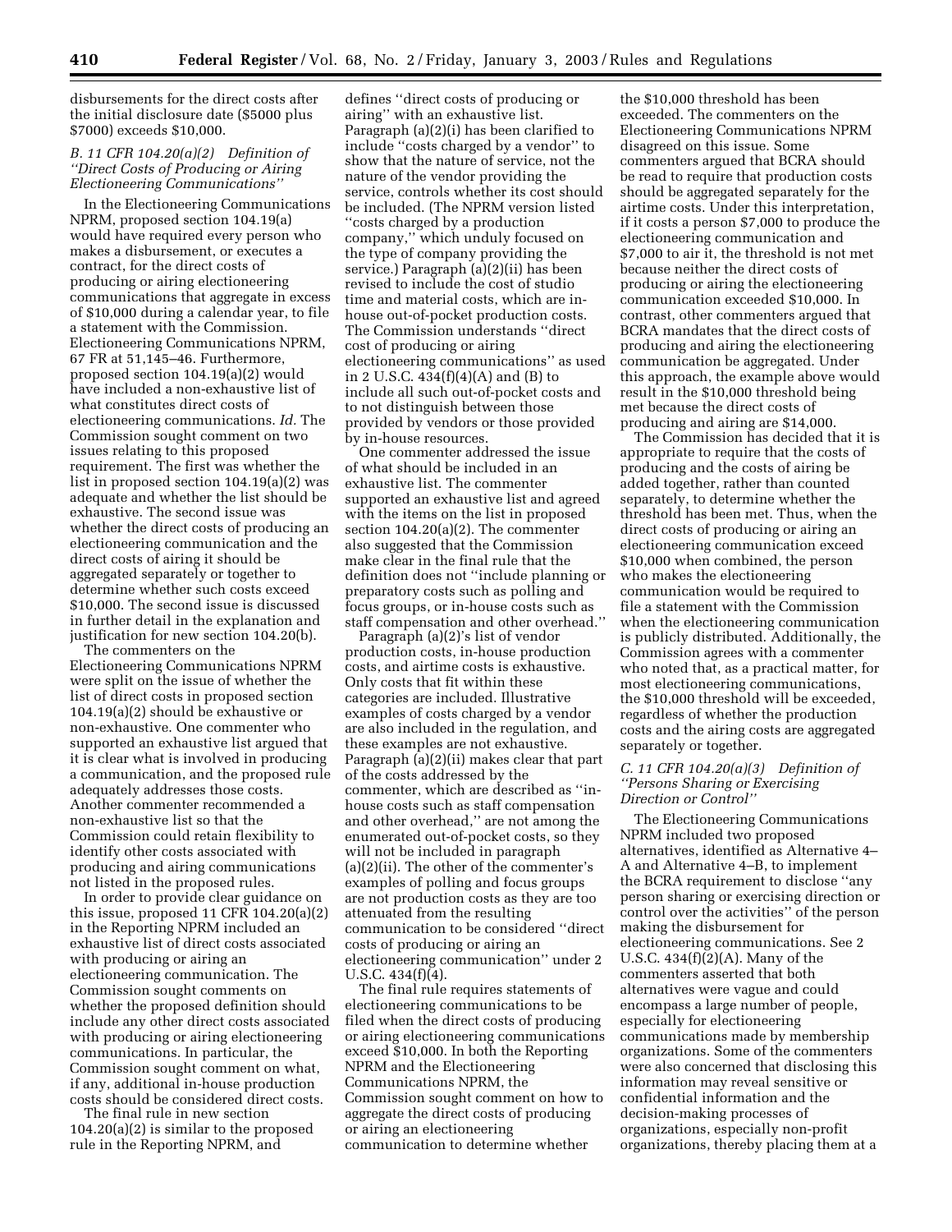disbursements for the direct costs after the initial disclosure date ($5000 plus $7000) exceeds $10,000.

### *B. 11 CFR 104.20(a)(2) Definition of ''Direct Costs of Producing or Airing Electioneering Communications''*

In the Electioneering Communications NPRM, proposed section 104.19(a) would have required every person who makes a disbursement, or executes a contract, for the direct costs of producing or airing electioneering communications that aggregate in excess of $10,000 during a calendar year, to file a statement with the Commission. Electioneering Communications NPRM, 67 FR at 51,145–46. Furthermore, proposed section 104.19(a)(2) would have included a non-exhaustive list of what constitutes direct costs of electioneering communications. *Id.* The Commission sought comment on two issues relating to this proposed requirement. The first was whether the list in proposed section 104.19(a)(2) was adequate and whether the list should be exhaustive. The second issue was whether the direct costs of producing an electioneering communication and the direct costs of airing it should be aggregated separately or together to determine whether such costs exceed $10,000. The second issue is discussed in further detail in the explanation and justification for new section 104.20(b).

The commenters on the Electioneering Communications NPRM were split on the issue of whether the list of direct costs in proposed section 104.19(a)(2) should be exhaustive or non-exhaustive. One commenter who supported an exhaustive list argued that it is clear what is involved in producing a communication, and the proposed rule adequately addresses those costs. Another commenter recommended a non-exhaustive list so that the Commission could retain flexibility to identify other costs associated with producing and airing communications not listed in the proposed rules.

In order to provide clear guidance on this issue, proposed 11 CFR 104.20(a)(2) in the Reporting NPRM included an exhaustive list of direct costs associated with producing or airing an electioneering communication. The Commission sought comments on whether the proposed definition should include any other direct costs associated with producing or airing electioneering communications. In particular, the Commission sought comment on what, if any, additional in-house production costs should be considered direct costs.

The final rule in new section 104.20(a)(2) is similar to the proposed rule in the Reporting NPRM, and defines ''direct costs of producing or airing'' with an exhaustive list. Paragraph (a)(2)(i) has been clarified to include ''costs charged by a vendor'' to show that the nature of service, not the nature of the vendor providing the service, controls whether its cost should be included. (The NPRM version listed ''costs charged by a production company,'' which unduly focused on the type of company providing the service.) Paragraph (a)(2)(ii) has been revised to include the cost of studio time and material costs, which are in-house out-of-pocket production costs. The Commission understands ''direct cost of producing or airing electioneering communications'' as used in 2 U.S.C. 434(f)(4)(A) and (B) to include all such out-of-pocket costs and to not distinguish between those provided by vendors or those provided by in-house resources.

One commenter addressed the issue of what should be included in an exhaustive list. The commenter supported an exhaustive list and agreed with the items on the list in proposed section 104.20(a)(2). The commenter also suggested that the Commission make clear in the final rule that the definition does not ''include planning or preparatory costs such as polling and focus groups, or in-house costs such as staff compensation and other overhead.''

Paragraph (a)(2)'s list of vendor production costs, in-house production costs, and airtime costs is exhaustive. Only costs that fit within these categories are included. Illustrative examples of costs charged by a vendor are also included in the regulation, and these examples are not exhaustive. Paragraph (a)(2)(ii) makes clear that part of the costs addressed by the commenter, which are described as ''in-house costs such as staff compensation and other overhead,'' are not among the enumerated out-of-pocket costs, so they will not be included in paragraph (a)(2)(ii). The other of the commenter's examples of polling and focus groups are not production costs as they are too attenuated from the resulting communication to be considered ''direct costs of producing or airing an electioneering communication'' under 2 U.S.C. 434(f)(4).

The final rule requires statements of electioneering communications to be filed when the direct costs of producing or airing electioneering communications exceed $10,000. In both the Reporting NPRM and the Electioneering Communications NPRM, the Commission sought comment on how to aggregate the direct costs of producing or airing an electioneering communication to determine whether the $10,000 threshold has been exceeded. The commenters on the Electioneering Communications NPRM disagreed on this issue. Some commenters argued that BCRA should be read to require that production costs should be aggregated separately for the airtime costs. Under this interpretation, if it costs a person $7,000 to produce the electioneering communication and $7,000 to air it, the threshold is not met because neither the direct costs of producing or airing the electioneering communication exceeded $10,000. In contrast, other commenters argued that BCRA mandates that the direct costs of producing and airing the electioneering communication be aggregated. Under this approach, the example above would result in the $10,000 threshold being met because the direct costs of producing and airing are $14,000.

The Commission has decided that it is appropriate to require that the costs of producing and the costs of airing be added together, rather than counted separately, to determine whether the threshold has been met. Thus, when the direct costs of producing or airing an electioneering communication exceed $10,000 when combined, the person who makes the electioneering communication would be required to file a statement with the Commission when the electioneering communication is publicly distributed. Additionally, the Commission agrees with a commenter who noted that, as a practical matter, for most electioneering communications, the $10,000 threshold will be exceeded, regardless of whether the production costs and the airing costs are aggregated separately or together.

### *C. 11 CFR 104.20(a)(3) Definition of ''Persons Sharing or Exercising Direction or Control''*

The Electioneering Communications NPRM included two proposed alternatives, identified as Alternative 4–A and Alternative 4–B, to implement the BCRA requirement to disclose ''any person sharing or exercising direction or control over the activities'' of the person making the disbursement for electioneering communications. See 2 U.S.C. 434(f)(2)(A). Many of the commenters asserted that both alternatives were vague and could encompass a large number of people, especially for electioneering communications made by membership organizations. Some of the commenters were also concerned that disclosing this information may reveal sensitive or confidential information and the decision-making processes of organizations, especially non-profit organizations, thereby placing them at a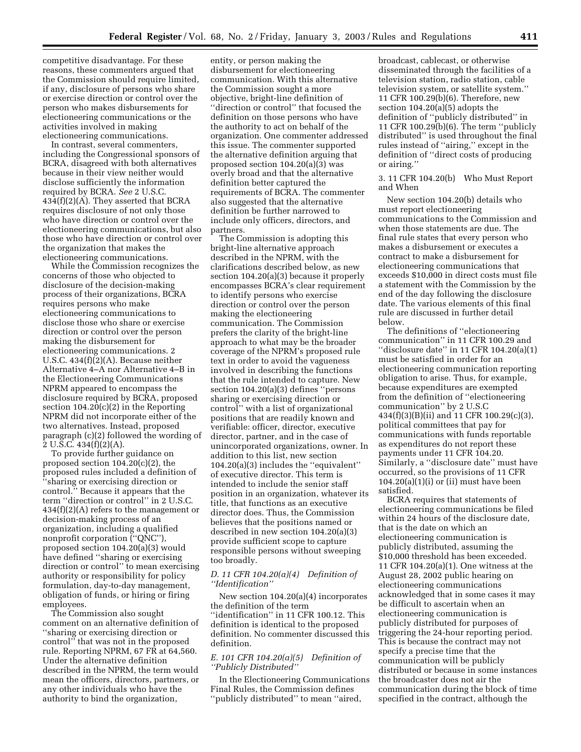competitive disadvantage. For these reasons, these commenters argued that the Commission should require limited, if any, disclosure of persons who share or exercise direction or control over the person who makes disbursements for electioneering communications or the activities involved in making electioneering communications.

In contrast, several commenters, including the Congressional sponsors of BCRA, disagreed with both alternatives because in their view neither would disclose sufficiently the information required by BCRA. *See* 2 U.S.C. 434(f)(2)(A). They asserted that BCRA requires disclosure of not only those who have direction or control over the electioneering communications, but also those who have direction or control over the organization that makes the electioneering communications.

While the Commission recognizes the concerns of those who objected to disclosure of the decision-making process of their organizations, BCRA requires persons who make electioneering communications to disclose those who share or exercise direction or control over the person making the disbursement for electioneering communications. 2 U.S.C. 434(f)(2)(A). Because neither Alternative 4–A nor Alternative 4–B in the Electioneering Communications NPRM appeared to encompass the disclosure required by BCRA, proposed section 104.20(c)(2) in the Reporting NPRM did not incorporate either of the two alternatives. Instead, proposed paragraph (c)(2) followed the wording of 2 U.S.C. 434(f)(2)(A).

To provide further guidance on proposed section 104.20(c)(2), the proposed rules included a definition of ''sharing or exercising direction or control.'' Because it appears that the term ''direction or control'' in 2 U.S.C. 434(f)(2)(A) refers to the management or decision-making process of an organization, including a qualified nonprofit corporation (''QNC''), proposed section 104.20(a)(3) would have defined ''sharing or exercising direction or control'' to mean exercising authority or responsibility for policy formulation, day-to-day management, obligation of funds, or hiring or firing employees.

The Commission also sought comment on an alternative definition of ''sharing or exercising direction or control'' that was not in the proposed rule. Reporting NPRM, 67 FR at 64,560. Under the alternative definition described in the NPRM, the term would mean the officers, directors, partners, or any other individuals who have the authority to bind the organization, entity, or person making the disbursement for electioneering communication. With this alternative the Commission sought a more objective, bright-line definition of ''direction or control'' that focused the definition on those persons who have the authority to act on behalf of the organization. One commenter addressed this issue. The commenter supported the alternative definition arguing that proposed section 104.20(a)(3) was overly broad and that the alternative definition better captured the requirements of BCRA. The commenter also suggested that the alternative definition be further narrowed to include only officers, directors, and partners.

The Commission is adopting this bright-line alternative approach described in the NPRM, with the clarifications described below, as new section 104.20(a)(3) because it properly encompasses BCRA's clear requirement to identify persons who exercise direction or control over the person making the electioneering communication. The Commission prefers the clarity of the bright-line approach to what may be the broader coverage of the NPRM's proposed rule text in order to avoid the vagueness involved in describing the functions that the rule intended to capture. New section 104.20(a)(3) defines ''persons sharing or exercising direction or control'' with a list of organizational positions that are readily known and verifiable: officer, director, executive director, partner, and in the case of unincorporated organizations, owner. In addition to this list, new section 104.20(a)(3) includes the ''equivalent'' of executive director. This term is intended to include the senior staff position in an organization, whatever its title, that functions as an executive director does. Thus, the Commission believes that the positions named or described in new section 104.20(a)(3) provide sufficient scope to capture responsible persons without sweeping too broadly.

### *D. 11 CFR 104.20(a)(4) Definition of ''Identification''*

New section 104.20(a)(4) incorporates the definition of the term ''identification'' in 11 CFR 100.12. This definition is identical to the proposed definition. No commenter discussed this definition.

### *E. 101 CFR 104.20(a)(5) Definition of ''Publicly Distributed''*

In the Electioneering Communications Final Rules, the Commission defines ''publicly distributed'' to mean ''aired, broadcast, cablecast, or otherwise disseminated through the facilities of a television station, radio station, cable television system, or satellite system.'' 11 CFR 100.29(b)(6). Therefore, new section 104.20(a)(5) adopts the definition of ''publicly distributed'' in 11 CFR 100.29(b)(6). The term ''publicly distributed'' is used throughout the final rules instead of ''airing,'' except in the definition of ''direct costs of producing or airing.''

### 3. 11 CFR 104.20(b) Who Must Report and When

New section 104.20(b) details who must report electioneering communications to the Commission and when those statements are due. The final rule states that every person who makes a disbursement or executes a contract to make a disbursement for electioneering communications that exceeds $10,000 in direct costs must file a statement with the Commission by the end of the day following the disclosure date. The various elements of this final rule are discussed in further detail below.

The definitions of ''electioneering communication'' in 11 CFR 100.29 and ''disclosure date'' in 11 CFR 104.20(a)(1) must be satisfied in order for an electioneering communication reporting obligation to arise. Thus, for example, because expenditures are exempted from the definition of ''electioneering communication'' by 2 U.S.C 434(f)(3)(B)(ii) and 11 CFR 100.29(c)(3), political committees that pay for communications with funds reportable as expenditures do not report these payments under 11 CFR 104.20. Similarly, a ''disclosure date'' must have occurred, so the provisions of 11 CFR 104.20(a)(1)(i) or (ii) must have been satisfied.

BCRA requires that statements of electioneering communications be filed within 24 hours of the disclosure date, that is the date on which an electioneering communication is publicly distributed, assuming the $10,000 threshold has been exceeded. 11 CFR 104.20(a)(1). One witness at the August 28, 2002 public hearing on electioneering communications acknowledged that in some cases it may be difficult to ascertain when an electioneering communication is publicly distributed for purposes of triggering the 24-hour reporting period. This is because the contract may not specify a precise time that the communication will be publicly distributed or because in some instances the broadcaster does not air the communication during the block of time specified in the contract, although the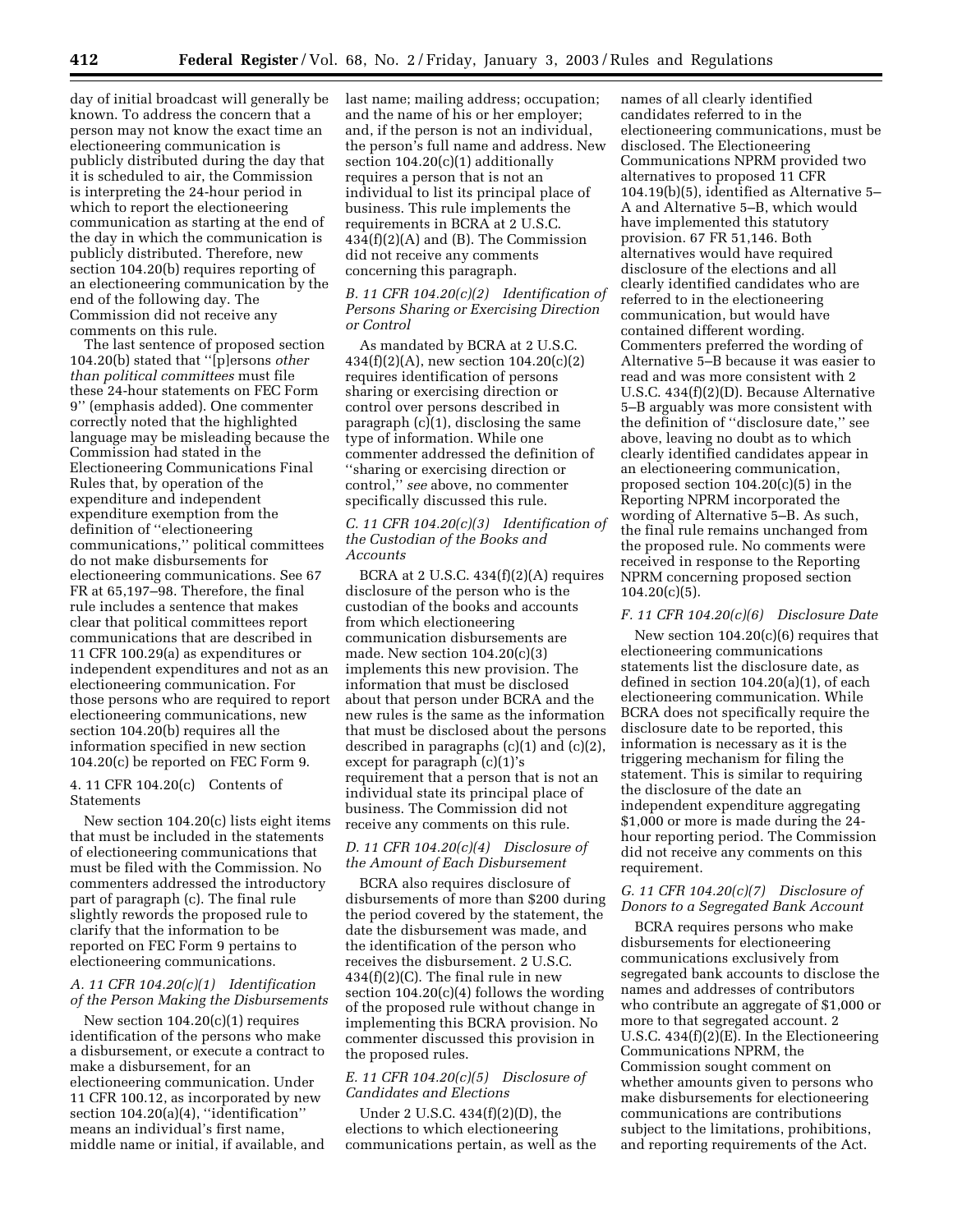day of initial broadcast will generally be known. To address the concern that a person may not know the exact time an electioneering communication is publicly distributed during the day that it is scheduled to air, the Commission is interpreting the 24-hour period in which to report the electioneering communication as starting at the end of the day in which the communication is publicly distributed. Therefore, new section 104.20(b) requires reporting of an electioneering communication by the end of the following day. The Commission did not receive any comments on this rule.

The last sentence of proposed section 104.20(b) stated that ''[p]ersons *other than political committees* must file these 24-hour statements on FEC Form 9'' (emphasis added). One commenter correctly noted that the highlighted language may be misleading because the Commission had stated in the Electioneering Communications Final Rules that, by operation of the expenditure and independent expenditure exemption from the definition of ''electioneering communications,'' political committees do not make disbursements for electioneering communications. See 67 FR at 65,197–98. Therefore, the final rule includes a sentence that makes clear that political committees report communications that are described in 11 CFR 100.29(a) as expenditures or independent expenditures and not as an electioneering communication. For those persons who are required to report electioneering communications, new section 104.20(b) requires all the information specified in new section 104.20(c) be reported on FEC Form 9.

4. 11 CFR 104.20(c) Contents of Statements

New section 104.20(c) lists eight items that must be included in the statements of electioneering communications that must be filed with the Commission. No commenters addressed the introductory part of paragraph (c). The final rule slightly rewords the proposed rule to clarify that the information to be reported on FEC Form 9 pertains to electioneering communications.

*A. 11 CFR 104.20(c)(1) Identification of the Person Making the Disbursements*

New section 104.20(c)(1) requires identification of the persons who make a disbursement, or execute a contract to make a disbursement, for an electioneering communication. Under 11 CFR 100.12, as incorporated by new section 104.20(a)(4), ''identification'' means an individual's first name, middle name or initial, if available, and last name; mailing address; occupation; and the name of his or her employer; and, if the person is not an individual, the person's full name and address. New section 104.20(c)(1) additionally requires a person that is not an individual to list its principal place of business. This rule implements the requirements in BCRA at 2 U.S.C. 434(f)(2)(A) and (B). The Commission did not receive any comments concerning this paragraph.

*B. 11 CFR 104.20(c)(2) Identification of Persons Sharing or Exercising Direction or Control*

As mandated by BCRA at 2 U.S.C. 434(f)(2)(A), new section 104.20(c)(2) requires identification of persons sharing or exercising direction or control over persons described in paragraph (c)(1), disclosing the same type of information. While one commenter addressed the definition of ''sharing or exercising direction or control,'' *see* above, no commenter specifically discussed this rule.

*C. 11 CFR 104.20(c)(3) Identification of the Custodian of the Books and Accounts*

BCRA at 2 U.S.C. 434(f)(2)(A) requires disclosure of the person who is the custodian of the books and accounts from which electioneering communication disbursements are made. New section 104.20(c)(3) implements this new provision. The information that must be disclosed about that person under BCRA and the new rules is the same as the information that must be disclosed about the persons described in paragraphs (c)(1) and (c)(2), except for paragraph (c)(1)'s requirement that a person that is not an individual state its principal place of business. The Commission did not receive any comments on this rule.

*D. 11 CFR 104.20(c)(4) Disclosure of the Amount of Each Disbursement*

BCRA also requires disclosure of disbursements of more than $200 during the period covered by the statement, the date the disbursement was made, and the identification of the person who receives the disbursement. 2 U.S.C. 434(f)(2)(C). The final rule in new section 104.20(c)(4) follows the wording of the proposed rule without change in implementing this BCRA provision. No commenter discussed this provision in the proposed rules.

*E. 11 CFR 104.20(c)(5) Disclosure of Candidates and Elections*

Under 2 U.S.C. 434(f)(2)(D), the elections to which electioneering communications pertain, as well as the names of all clearly identified candidates referred to in the electioneering communications, must be disclosed. The Electioneering Communications NPRM provided two alternatives to proposed 11 CFR 104.19(b)(5), identified as Alternative 5–A and Alternative 5–B, which would have implemented this statutory provision. 67 FR 51,146. Both alternatives would have required disclosure of the elections and all clearly identified candidates who are referred to in the electioneering communication, but would have contained different wording. Commenters preferred the wording of Alternative 5–B because it was easier to read and was more consistent with 2 U.S.C. 434(f)(2)(D). Because Alternative 5–B arguably was more consistent with the definition of ''disclosure date,'' see above, leaving no doubt as to which clearly identified candidates appear in an electioneering communication, proposed section 104.20(c)(5) in the Reporting NPRM incorporated the wording of Alternative 5–B. As such, the final rule remains unchanged from the proposed rule. No comments were received in response to the Reporting NPRM concerning proposed section 104.20(c)(5).

*F. 11 CFR 104.20(c)(6) Disclosure Date*

New section 104.20(c)(6) requires that electioneering communications statements list the disclosure date, as defined in section 104.20(a)(1), of each electioneering communication. While BCRA does not specifically require the disclosure date to be reported, this information is necessary as it is the triggering mechanism for filing the statement. This is similar to requiring the disclosure of the date an independent expenditure aggregating $1,000 or more is made during the 24-hour reporting period. The Commission did not receive any comments on this requirement.

*G. 11 CFR 104.20(c)(7) Disclosure of Donors to a Segregated Bank Account*

BCRA requires persons who make disbursements for electioneering communications exclusively from segregated bank accounts to disclose the names and addresses of contributors who contribute an aggregate of $1,000 or more to that segregated account. 2 U.S.C. 434(f)(2)(E). In the Electioneering Communications NPRM, the Commission sought comment on whether amounts given to persons who make disbursements for electioneering communications are contributions subject to the limitations, prohibitions, and reporting requirements of the Act.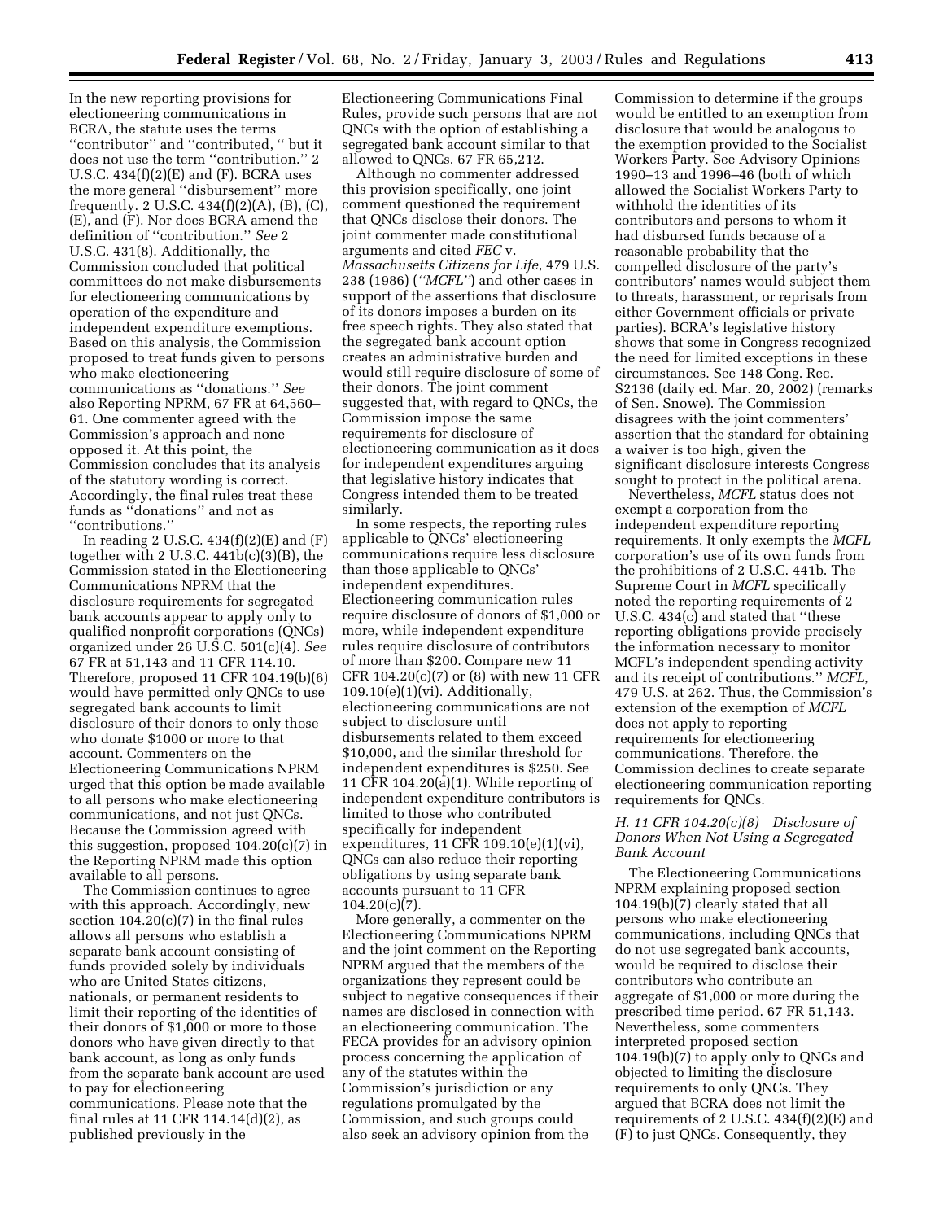In the new reporting provisions for electioneering communications in BCRA, the statute uses the terms ''contributor'' and ''contributed, '' but it does not use the term ''contribution.'' 2 U.S.C. 434(f)(2)(E) and (F). BCRA uses the more general ''disbursement'' more frequently. 2 U.S.C. 434(f)(2)(A), (B), (C), (E), and (F). Nor does BCRA amend the definition of ''contribution.'' *See* 2 U.S.C. 431(8). Additionally, the Commission concluded that political committees do not make disbursements for electioneering communications by operation of the expenditure and independent expenditure exemptions. Based on this analysis, the Commission proposed to treat funds given to persons who make electioneering communications as ''donations.'' *See* also Reporting NPRM, 67 FR at 64,560–61. One commenter agreed with the Commission's approach and none opposed it. At this point, the Commission concludes that its analysis of the statutory wording is correct. Accordingly, the final rules treat these funds as ''donations'' and not as ''contributions.''

In reading 2 U.S.C. 434(f)(2)(E) and (F) together with 2 U.S.C. 441b(c)(3)(B), the Commission stated in the Electioneering Communications NPRM that the disclosure requirements for segregated bank accounts appear to apply only to qualified nonprofit corporations (QNCs) organized under 26 U.S.C. 501(c)(4). *See* 67 FR at 51,143 and 11 CFR 114.10. Therefore, proposed 11 CFR 104.19(b)(6) would have permitted only QNCs to use segregated bank accounts to limit disclosure of their donors to only those who donate $1000 or more to that account. Commenters on the Electioneering Communications NPRM urged that this option be made available to all persons who make electioneering communications, and not just QNCs. Because the Commission agreed with this suggestion, proposed 104.20(c)(7) in the Reporting NPRM made this option available to all persons.

The Commission continues to agree with this approach. Accordingly, new section 104.20(c)(7) in the final rules allows all persons who establish a separate bank account consisting of funds provided solely by individuals who are United States citizens, nationals, or permanent residents to limit their reporting of the identities of their donors of $1,000 or more to those donors who have given directly to that bank account, as long as only funds from the separate bank account are used to pay for electioneering communications. Please note that the final rules at 11 CFR 114.14(d)(2), as published previously in the Electioneering Communications Final Rules, provide such persons that are not QNCs with the option of establishing a segregated bank account similar to that allowed to QNCs. 67 FR 65,212.

Although no commenter addressed this provision specifically, one joint comment questioned the requirement that QNCs disclose their donors. The joint commenter made constitutional arguments and cited *FEC* v. *Massachusetts Citizens for Life*, 479 U.S. 238 (1986) (*''MCFL''*) and other cases in support of the assertions that disclosure of its donors imposes a burden on its free speech rights. They also stated that the segregated bank account option creates an administrative burden and would still require disclosure of some of their donors. The joint comment suggested that, with regard to QNCs, the Commission impose the same requirements for disclosure of electioneering communication as it does for independent expenditures arguing that legislative history indicates that Congress intended them to be treated similarly.

In some respects, the reporting rules applicable to QNCs' electioneering communications require less disclosure than those applicable to QNCs' independent expenditures. Electioneering communication rules require disclosure of donors of $1,000 or more, while independent expenditure rules require disclosure of contributors of more than $200. Compare new 11 CFR 104.20(c)(7) or (8) with new 11 CFR 109.10(e)(1)(vi). Additionally, electioneering communications are not subject to disclosure until disbursements related to them exceed $10,000, and the similar threshold for independent expenditures is $250. See 11 CFR 104.20(a)(1). While reporting of independent expenditure contributors is limited to those who contributed specifically for independent expenditures, 11 CFR 109.10(e)(1)(vi), QNCs can also reduce their reporting obligations by using separate bank accounts pursuant to 11 CFR 104.20(c)(7).

More generally, a commenter on the Electioneering Communications NPRM and the joint comment on the Reporting NPRM argued that the members of the organizations they represent could be subject to negative consequences if their names are disclosed in connection with an electioneering communication. The FECA provides for an advisory opinion process concerning the application of any of the statutes within the Commission's jurisdiction or any regulations promulgated by the Commission, and such groups could also seek an advisory opinion from the Commission to determine if the groups would be entitled to an exemption from disclosure that would be analogous to the exemption provided to the Socialist Workers Party. See Advisory Opinions 1990–13 and 1996–46 (both of which allowed the Socialist Workers Party to withhold the identities of its contributors and persons to whom it had disbursed funds because of a reasonable probability that the compelled disclosure of the party's contributors' names would subject them to threats, harassment, or reprisals from either Government officials or private parties). BCRA's legislative history shows that some in Congress recognized the need for limited exceptions in these circumstances. See 148 Cong. Rec. S2136 (daily ed. Mar. 20, 2002) (remarks of Sen. Snowe). The Commission disagrees with the joint commenters' assertion that the standard for obtaining a waiver is too high, given the significant disclosure interests Congress sought to protect in the political arena.

Nevertheless, *MCFL* status does not exempt a corporation from the independent expenditure reporting requirements. It only exempts the *MCFL* corporation's use of its own funds from the prohibitions of 2 U.S.C. 441b. The Supreme Court in *MCFL* specifically noted the reporting requirements of 2 U.S.C. 434(c) and stated that ''these reporting obligations provide precisely the information necessary to monitor MCFL's independent spending activity and its receipt of contributions.'' *MCFL*, 479 U.S. at 262. Thus, the Commission's extension of the exemption of *MCFL* does not apply to reporting requirements for electioneering communications. Therefore, the Commission declines to create separate electioneering communication reporting requirements for QNCs.

### *H. 11 CFR 104.20(c)(8) Disclosure of Donors When Not Using a Segregated Bank Account*

The Electioneering Communications NPRM explaining proposed section 104.19(b)(7) clearly stated that all persons who make electioneering communications, including QNCs that do not use segregated bank accounts, would be required to disclose their contributors who contribute an aggregate of $1,000 or more during the prescribed time period. 67 FR 51,143. Nevertheless, some commenters interpreted proposed section 104.19(b)(7) to apply only to QNCs and objected to limiting the disclosure requirements to only QNCs. They argued that BCRA does not limit the requirements of 2 U.S.C. 434(f)(2)(E) and (F) to just QNCs. Consequently, they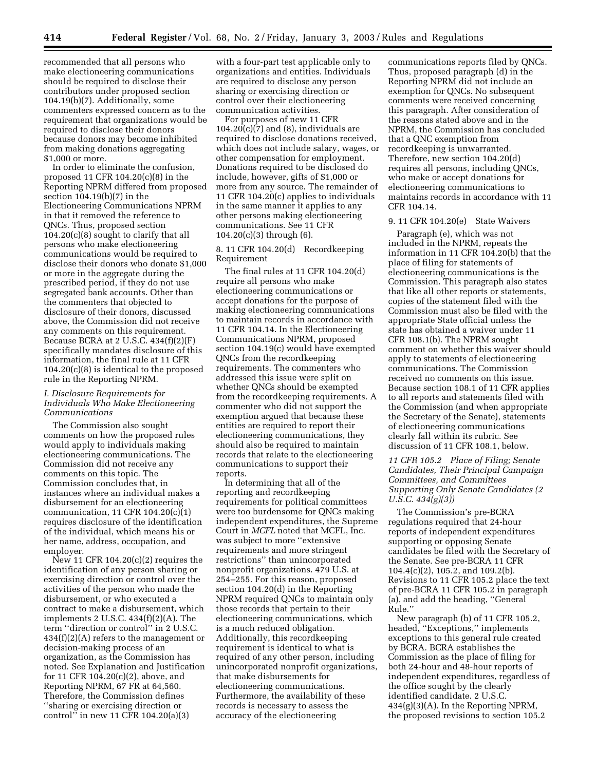recommended that all persons who make electioneering communications should be required to disclose their contributors under proposed section 104.19(b)(7). Additionally, some commenters expressed concern as to the requirement that organizations would be required to disclose their donors because donors may become inhibited from making donations aggregating $1,000 or more.

In order to eliminate the confusion, proposed 11 CFR 104.20(c)(8) in the Reporting NPRM differed from proposed section 104.19(b)(7) in the Electioneering Communications NPRM in that it removed the reference to QNCs. Thus, proposed section 104.20(c)(8) sought to clarify that all persons who make electioneering communications would be required to disclose their donors who donate $1,000 or more in the aggregate during the prescribed period, if they do not use segregated bank accounts. Other than the commenters that objected to disclosure of their donors, discussed above, the Commission did not receive any comments on this requirement. Because BCRA at 2 U.S.C. 434(f)(2)(F) specifically mandates disclosure of this information, the final rule at 11 CFR 104.20(c)(8) is identical to the proposed rule in the Reporting NPRM.

*I. Disclosure Requirements for Individuals Who Make Electioneering Communications*

The Commission also sought comments on how the proposed rules would apply to individuals making electioneering communications. The Commission did not receive any comments on this topic. The Commission concludes that, in instances where an individual makes a disbursement for an electioneering communication, 11 CFR 104.20(c)(1) requires disclosure of the identification of the individual, which means his or her name, address, occupation, and employer.

New 11 CFR 104.20(c)(2) requires the identification of any person sharing or exercising direction or control over the activities of the person who made the disbursement, or who executed a contract to make a disbursement, which implements 2 U.S.C. 434(f)(2)(A). The term ''direction or control'' in 2 U.S.C. 434(f)(2)(A) refers to the management or decision-making process of an organization, as the Commission has noted. See Explanation and Justification for 11 CFR 104.20(c)(2), above, and Reporting NPRM, 67 FR at 64,560. Therefore, the Commission defines ''sharing or exercising direction or control'' in new 11 CFR 104.20(a)(3) with a four-part test applicable only to organizations and entities. Individuals are required to disclose any person sharing or exercising direction or control over their electioneering communication activities.

For purposes of new 11 CFR 104.20(c)(7) and (8), individuals are required to disclose donations received, which does not include salary, wages, or other compensation for employment. Donations required to be disclosed do include, however, gifts of $1,000 or more from any source. The remainder of 11 CFR 104.20(c) applies to individuals in the same manner it applies to any other persons making electioneering communications. See 11 CFR 104.20(c)(3) through (6).

8. 11 CFR 104.20(d) Recordkeeping Requirement

The final rules at 11 CFR 104.20(d) require all persons who make electioneering communications or accept donations for the purpose of making electioneering communications to maintain records in accordance with 11 CFR 104.14. In the Electioneering Communications NPRM, proposed section 104.19(c) would have exempted QNCs from the recordkeeping requirements. The commenters who addressed this issue were split on whether QNCs should be exempted from the recordkeeping requirements. A commenter who did not support the exemption argued that because these entities are required to report their electioneering communications, they should also be required to maintain records that relate to the electioneering communications to support their reports.

In determining that all of the reporting and recordkeeping requirements for political committees were too burdensome for QNCs making independent expenditures, the Supreme Court in *MCFL* noted that MCFL, Inc. was subject to more ''extensive requirements and more stringent restrictions'' than unincorporated nonprofit organizations. 479 U.S. at 254–255. For this reason, proposed section 104.20(d) in the Reporting NPRM required QNCs to maintain only those records that pertain to their electioneering communications, which is a much reduced obligation. Additionally, this recordkeeping requirement is identical to what is required of any other person, including unincorporated nonprofit organizations, that make disbursements for electioneering communications. Furthermore, the availability of these records is necessary to assess the accuracy of the electioneering communications reports filed by QNCs. Thus, proposed paragraph (d) in the Reporting NPRM did not include an exemption for QNCs. No subsequent comments were received concerning this paragraph. After consideration of the reasons stated above and in the NPRM, the Commission has concluded that a QNC exemption from recordkeeping is unwarranted. Therefore, new section 104.20(d) requires all persons, including QNCs, who make or accept donations for electioneering communications to maintains records in accordance with 11 CFR 104.14.

9. 11 CFR 104.20(e) State Waivers

Paragraph (e), which was not included in the NPRM, repeats the information in 11 CFR 104.20(b) that the place of filing for statements of electioneering communications is the Commission. This paragraph also states that like all other reports or statements, copies of the statement filed with the Commission must also be filed with the appropriate State official unless the state has obtained a waiver under 11 CFR 108.1(b). The NPRM sought comment on whether this waiver should apply to statements of electioneering communications. The Commission received no comments on this issue. Because section 108.1 of 11 CFR applies to all reports and statements filed with the Commission (and when appropriate the Secretary of the Senate), statements of electioneering communications clearly fall within its rubric. See discussion of 11 CFR 108.1, below.

*11 CFR 105.2 Place of Filing; Senate Candidates, Their Principal Campaign Committees, and Committees Supporting Only Senate Candidates (2 U.S.C. 434(g)(3))*

The Commission's pre-BCRA regulations required that 24-hour reports of independent expenditures supporting or opposing Senate candidates be filed with the Secretary of the Senate. See pre-BCRA 11 CFR 104.4(c)(2), 105.2, and 109.2(b). Revisions to 11 CFR 105.2 place the text of pre-BCRA 11 CFR 105.2 in paragraph (a), and add the heading, ''General Rule.''

New paragraph (b) of 11 CFR 105.2, headed, ''Exceptions,'' implements exceptions to this general rule created by BCRA. BCRA establishes the Commission as the place of filing for both 24-hour and 48-hour reports of independent expenditures, regardless of the office sought by the clearly identified candidate. 2 U.S.C. 434(g)(3)(A). In the Reporting NPRM, the proposed revisions to section 105.2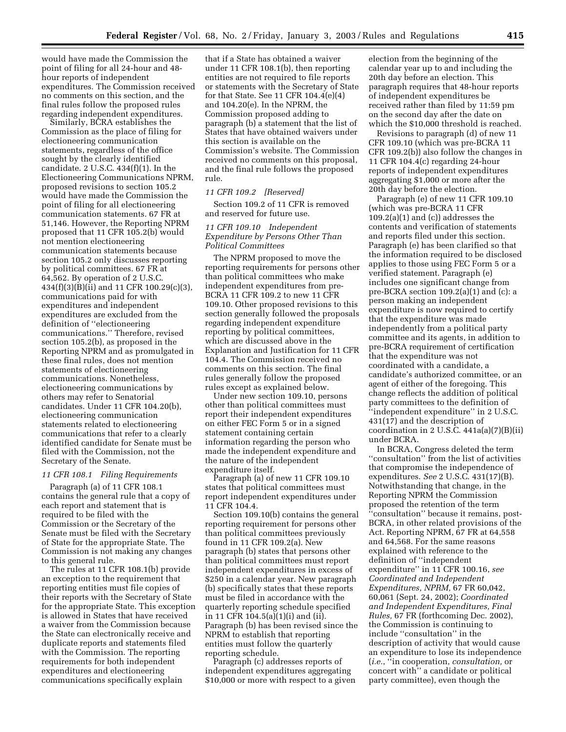would have made the Commission the point of filing for all 24-hour and 48-hour reports of independent expenditures. The Commission received no comments on this section, and the final rules follow the proposed rules regarding independent expenditures.

Similarly, BCRA establishes the Commission as the place of filing for electioneering communication statements, regardless of the office sought by the clearly identified candidate. 2 U.S.C. 434(f)(1). In the Electioneering Communications NPRM, proposed revisions to section 105.2 would have made the Commission the point of filing for all electioneering communication statements. 67 FR at 51,146. However, the Reporting NPRM proposed that 11 CFR 105.2(b) would not mention electioneering communication statements because section 105.2 only discusses reporting by political committees. 67 FR at 64,562. By operation of 2 U.S.C. 434(f)(3)(B)(ii) and 11 CFR 100.29(c)(3), communications paid for with expenditures and independent expenditures are excluded from the definition of "electioneering communications." Therefore, revised section 105.2(b), as proposed in the Reporting NPRM and as promulgated in these final rules, does not mention statements of electioneering communications. Nonetheless, electioneering communications by others may refer to Senatorial candidates. Under 11 CFR 104.20(b), electioneering communication statements related to electioneering communications that refer to a clearly identified candidate for Senate must be filed with the Commission, not the Secretary of the Senate.

### *11 CFR 108.1 Filing Requirements*

Paragraph (a) of 11 CFR 108.1 contains the general rule that a copy of each report and statement that is required to be filed with the Commission or the Secretary of the Senate must be filed with the Secretary of State for the appropriate State. The Commission is not making any changes to this general rule.

The rules at 11 CFR 108.1(b) provide an exception to the requirement that reporting entities must file copies of their reports with the Secretary of State for the appropriate State. This exception is allowed in States that have received a waiver from the Commission because the State can electronically receive and duplicate reports and statements filed with the Commission. The reporting requirements for both independent expenditures and electioneering communications specifically explain that if a State has obtained a waiver under 11 CFR 108.1(b), then reporting entities are not required to file reports or statements with the Secretary of State for that State. See 11 CFR 104.4(e)(4) and 104.20(e). In the NPRM, the Commission proposed adding to paragraph (b) a statement that the list of States that have obtained waivers under this section is available on the Commission's website. The Commission received no comments on this proposal, and the final rule follows the proposed rule.

### *11 CFR 109.2 [Reserved]*

Section 109.2 of 11 CFR is removed and reserved for future use.

### *11 CFR 109.10 Independent Expenditure by Persons Other Than Political Committees*

The NPRM proposed to move the reporting requirements for persons other than political committees who make independent expenditures from pre-BCRA 11 CFR 109.2 to new 11 CFR 109.10. Other proposed revisions to this section generally followed the proposals regarding independent expenditure reporting by political committees, which are discussed above in the Explanation and Justification for 11 CFR 104.4. The Commission received no comments on this section. The final rules generally follow the proposed rules except as explained below.

Under new section 109.10, persons other than political committees must report their independent expenditures on either FEC Form 5 or in a signed statement containing certain information regarding the person who made the independent expenditure and the nature of the independent expenditure itself.

Paragraph (a) of new 11 CFR 109.10 states that political committees must report independent expenditures under 11 CFR 104.4.

Section 109.10(b) contains the general reporting requirement for persons other than political committees previously found in 11 CFR 109.2(a). New paragraph (b) states that persons other than political committees must report independent expenditures in excess of $250 in a calendar year. New paragraph (b) specifically states that these reports must be filed in accordance with the quarterly reporting schedule specified in 11 CFR 104.5(a)(1)(i) and (ii). Paragraph (b) has been revised since the NPRM to establish that reporting entities must follow the quarterly reporting schedule.

Paragraph (c) addresses reports of independent expenditures aggregating $10,000 or more with respect to a given election from the beginning of the calendar year up to and including the 20th day before an election. This paragraph requires that 48-hour reports of independent expenditures be received rather than filed by 11:59 pm on the second day after the date on which the $10,000 threshold is reached.

Revisions to paragraph (d) of new 11 CFR 109.10 (which was pre-BCRA 11 CFR 109.2(b)) also follow the changes in 11 CFR 104.4(c) regarding 24-hour reports of independent expenditures aggregating $1,000 or more after the 20th day before the election.

Paragraph (e) of new 11 CFR 109.10 (which was pre-BCRA 11 CFR 109.2(a)(1) and (c)) addresses the contents and verification of statements and reports filed under this section. Paragraph (e) has been clarified so that the information required to be disclosed applies to those using FEC Form 5 or a verified statement. Paragraph (e) includes one significant change from pre-BCRA section 109.2(a)(1) and (c): a person making an independent expenditure is now required to certify that the expenditure was made independently from a political party committee and its agents, in addition to pre-BCRA requirement of certification that the expenditure was not coordinated with a candidate, a candidate's authorized committee, or an agent of either of the foregoing. This change reflects the addition of political party committees to the definition of "independent expenditure" in 2 U.S.C. 431(17) and the description of coordination in 2 U.S.C. 441a(a)(7)(B)(ii) under BCRA.

In BCRA, Congress deleted the term "consultation" from the list of activities that compromise the independence of expenditures. *See* 2 U.S.C. 431(17)(B). Notwithstanding that change, in the Reporting NPRM the Commission proposed the retention of the term "consultation" because it remains, post-BCRA, in other related provisions of the Act. Reporting NPRM, 67 FR at 64,558 and 64,568. For the same reasons explained with reference to the definition of "independent expenditure" in 11 CFR 100.16, *see Coordinated and Independent Expenditures, NPRM,* 67 FR 60,042, 60,061 (Sept. 24, 2002); *Coordinated and Independent Expenditures, Final Rules,* 67 FR (forthcoming Dec. 2002), the Commission is continuing to include "consultation" in the description of activity that would cause an expenditure to lose its independence (*i.e.*, "in cooperation, *consultation,* or concert with" a candidate or political party committee), even though the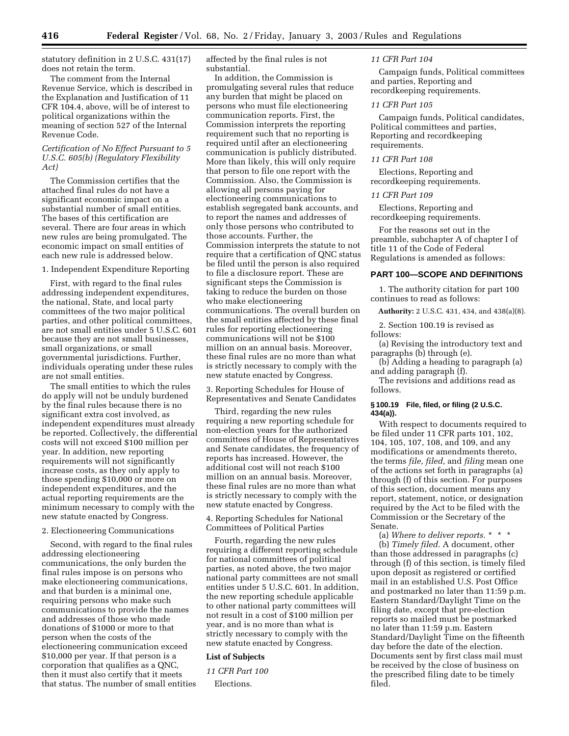statutory definition in 2 U.S.C. 431(17) does not retain the term.

The comment from the Internal Revenue Service, which is described in the Explanation and Justification of 11 CFR 104.4, above, will be of interest to political organizations within the meaning of section 527 of the Internal Revenue Code.

*Certification of No Effect Pursuant to 5 U.S.C. 605(b) (Regulatory Flexibility Act)*

The Commission certifies that the attached final rules do not have a significant economic impact on a substantial number of small entities. The bases of this certification are several. There are four areas in which new rules are being promulgated. The economic impact on small entities of each new rule is addressed below.

1. Independent Expenditure Reporting

First, with regard to the final rules addressing independent expenditures, the national, State, and local party committees of the two major political parties, and other political committees, are not small entities under 5 U.S.C. 601 because they are not small businesses, small organizations, or small governmental jurisdictions. Further, individuals operating under these rules are not small entities.

The small entities to which the rules do apply will not be unduly burdened by the final rules because there is no significant extra cost involved, as independent expenditures must already be reported. Collectively, the differential costs will not exceed $100 million per year. In addition, new reporting requirements will not significantly increase costs, as they only apply to those spending $10,000 or more on independent expenditures, and the actual reporting requirements are the minimum necessary to comply with the new statute enacted by Congress.

2. Electioneering Communications

Second, with regard to the final rules addressing electioneering communications, the only burden the final rules impose is on persons who make electioneering communications, and that burden is a minimal one, requiring persons who make such communications to provide the names and addresses of those who made donations of $1000 or more to that person when the costs of the electioneering communication exceed $10,000 per year. If that person is a corporation that qualifies as a QNC, then it must also certify that it meets that status. The number of small entities affected by the final rules is not substantial.

In addition, the Commission is promulgating several rules that reduce any burden that might be placed on persons who must file electioneering communication reports. First, the Commission interprets the reporting requirement such that no reporting is required until after an electioneering communication is publicly distributed. More than likely, this will only require that person to file one report with the Commission. Also, the Commission is allowing all persons paying for electioneering communications to establish segregated bank accounts, and to report the names and addresses of only those persons who contributed to those accounts. Further, the Commission interprets the statute to not require that a certification of QNC status be filed until the person is also required to file a disclosure report. These are significant steps the Commission is taking to reduce the burden on those who make electioneering communications. The overall burden on the small entities affected by these final rules for reporting electioneering communications will not be $100 million on an annual basis. Moreover, these final rules are no more than what is strictly necessary to comply with the new statute enacted by Congress.

3. Reporting Schedules for House of Representatives and Senate Candidates

Third, regarding the new rules requiring a new reporting schedule for non-election years for the authorized committees of House of Representatives and Senate candidates, the frequency of reports has increased. However, the additional cost will not reach $100 million on an annual basis. Moreover, these final rules are no more than what is strictly necessary to comply with the new statute enacted by Congress.

4. Reporting Schedules for National Committees of Political Parties

Fourth, regarding the new rules requiring a different reporting schedule for national committees of political parties, as noted above, the two major national party committees are not small entities under 5 U.S.C. 601. In addition, the new reporting schedule applicable to other national party committees will not result in a cost of $100 million per year, and is no more than what is strictly necessary to comply with the new statute enacted by Congress.

**List of Subjects**

*11 CFR Part 100*

Elections.

*11 CFR Part 104*

Campaign funds, Political committees and parties, Reporting and recordkeeping requirements.

*11 CFR Part 105*

Campaign funds, Political candidates, Political committees and parties, Reporting and recordkeeping requirements.

*11 CFR Part 108*

Elections, Reporting and recordkeeping requirements.

*11 CFR Part 109*

Elections, Reporting and recordkeeping requirements.

For the reasons set out in the preamble, subchapter A of chapter I of title 11 of the Code of Federal Regulations is amended as follows:

## PART 100—SCOPE AND DEFINITIONS

1. The authority citation for part 100 continues to read as follows:

**Authority:** 2 U.S.C. 431, 434, and 438(a)(8).

2. Section 100.19 is revised as follows:

(a) Revising the introductory text and paragraphs (b) through (e).

(b) Adding a heading to paragraph (a) and adding paragraph (f).

The revisions and additions read as follows.

**§ 100.19 File, filed, or filing (2 U.S.C. 434(a)).**

With respect to documents required to be filed under 11 CFR parts 101, 102, 104, 105, 107, 108, and 109, and any modifications or amendments thereto, the terms *file, filed,* and *filing* mean one of the actions set forth in paragraphs (a) through (f) of this section. For purposes of this section, document means any report, statement, notice, or designation required by the Act to be filed with the Commission or the Secretary of the Senate.

(a) *Where to deliver reports.* * * *

(b) *Timely filed.* A document, other than those addressed in paragraphs (c) through (f) of this section, is timely filed upon deposit as registered or certified mail in an established U.S. Post Office and postmarked no later than 11:59 p.m. Eastern Standard/Daylight Time on the filing date, except that pre-election reports so mailed must be postmarked no later than 11:59 p.m. Eastern Standard/Daylight Time on the fifteenth day before the date of the election. Documents sent by first class mail must be received by the close of business on the prescribed filing date to be timely filed.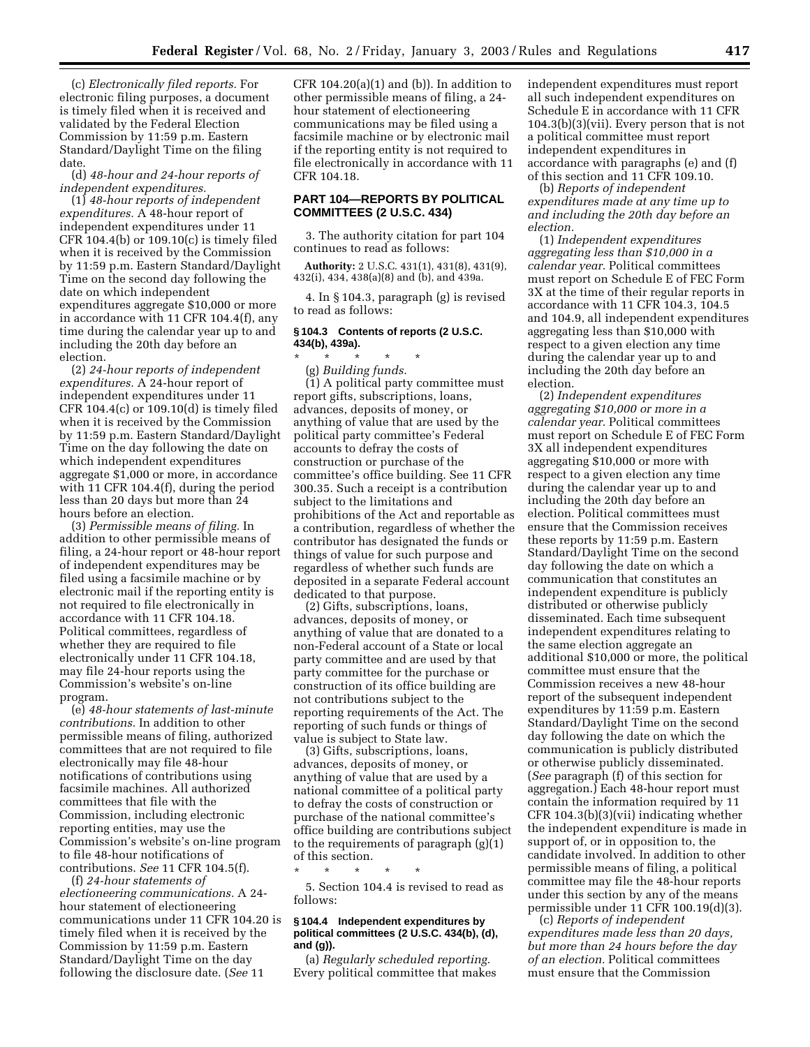(c) *Electronically filed reports.* For electronic filing purposes, a document is timely filed when it is received and validated by the Federal Election Commission by 11:59 p.m. Eastern Standard/Daylight Time on the filing date.

(d) *48-hour and 24-hour reports of independent expenditures.*

(1) *48-hour reports of independent expenditures.* A 48-hour report of independent expenditures under 11 CFR 104.4(b) or 109.10(c) is timely filed when it is received by the Commission by 11:59 p.m. Eastern Standard/Daylight Time on the second day following the date on which independent expenditures aggregate $10,000 or more in accordance with 11 CFR 104.4(f), any time during the calendar year up to and including the 20th day before an election.

(2) *24-hour reports of independent expenditures.* A 24-hour report of independent expenditures under 11 CFR 104.4(c) or 109.10(d) is timely filed when it is received by the Commission by 11:59 p.m. Eastern Standard/Daylight Time on the day following the date on which independent expenditures aggregate $1,000 or more, in accordance with 11 CFR 104.4(f), during the period less than 20 days but more than 24 hours before an election.

(3) *Permissible means of filing.* In addition to other permissible means of filing, a 24-hour report or 48-hour report of independent expenditures may be filed using a facsimile machine or by electronic mail if the reporting entity is not required to file electronically in accordance with 11 CFR 104.18. Political committees, regardless of whether they are required to file electronically under 11 CFR 104.18, may file 24-hour reports using the Commission's website's on-line program.

(e) *48-hour statements of last-minute contributions.* In addition to other permissible means of filing, authorized committees that are not required to file electronically may file 48-hour notifications of contributions using facsimile machines. All authorized committees that file with the Commission, including electronic reporting entities, may use the Commission's website's on-line program to file 48-hour notifications of contributions. *See* 11 CFR 104.5(f).

(f) *24-hour statements of electioneering communications.* A 24-hour statement of electioneering communications under 11 CFR 104.20 is timely filed when it is received by the Commission by 11:59 p.m. Eastern Standard/Daylight Time on the day following the disclosure date. (*See* 11 CFR 104.20(a)(1) and (b)). In addition to other permissible means of filing, a 24-hour statement of electioneering communications may be filed using a facsimile machine or by electronic mail if the reporting entity is not required to file electronically in accordance with 11 CFR 104.18.

## PART 104—REPORTS BY POLITICAL COMMITTEES (2 U.S.C. 434)

3. The authority citation for part 104 continues to read as follows:

**Authority:** 2 U.S.C. 431(1), 431(8), 431(9), 432(i), 434, 438(a)(8) and (b), and 439a.

4. In § 104.3, paragraph (g) is revised to read as follows:

### § 104.3 Contents of reports (2 U.S.C. 434(b), 439a).

\* \* \* \* \*

(g) *Building funds.*

(1) A political party committee must report gifts, subscriptions, loans, advances, deposits of money, or anything of value that are used by the political party committee's Federal accounts to defray the costs of construction or purchase of the committee's office building. See 11 CFR 300.35. Such a receipt is a contribution subject to the limitations and prohibitions of the Act and reportable as a contribution, regardless of whether the contributor has designated the funds or things of value for such purpose and regardless of whether such funds are deposited in a separate Federal account dedicated to that purpose.

(2) Gifts, subscriptions, loans, advances, deposits of money, or anything of value that are donated to a non-Federal account of a State or local party committee and are used by that party committee for the purchase or construction of its office building are not contributions subject to the reporting requirements of the Act. The reporting of such funds or things of value is subject to State law.

(3) Gifts, subscriptions, loans, advances, deposits of money, or anything of value that are used by a national committee of a political party to defray the costs of construction or purchase of the national committee's office building are contributions subject to the requirements of paragraph (g)(1) of this section.

\* \* \* \* \*

5. Section 104.4 is revised to read as follows:

### § 104.4 Independent expenditures by political committees (2 U.S.C. 434(b), (d), and (g)).

(a) *Regularly scheduled reporting.* Every political committee that makes independent expenditures must report all such independent expenditures on Schedule E in accordance with 11 CFR 104.3(b)(3)(vii). Every person that is not a political committee must report independent expenditures in accordance with paragraphs (e) and (f) of this section and 11 CFR 109.10.

(b) *Reports of independent expenditures made at any time up to and including the 20th day before an election.*

(1) *Independent expenditures aggregating less than $10,000 in a calendar year.* Political committees must report on Schedule E of FEC Form 3X at the time of their regular reports in accordance with 11 CFR 104.3, 104.5 and 104.9, all independent expenditures aggregating less than $10,000 with respect to a given election any time during the calendar year up to and including the 20th day before an election.

(2) *Independent expenditures aggregating $10,000 or more in a calendar year.* Political committees must report on Schedule E of FEC Form 3X all independent expenditures aggregating $10,000 or more with respect to a given election any time during the calendar year up to and including the 20th day before an election. Political committees must ensure that the Commission receives these reports by 11:59 p.m. Eastern Standard/Daylight Time on the second day following the date on which a communication that constitutes an independent expenditure is publicly distributed or otherwise publicly disseminated. Each time subsequent independent expenditures relating to the same election aggregate an additional $10,000 or more, the political committee must ensure that the Commission receives a new 48-hour report of the subsequent independent expenditures by 11:59 p.m. Eastern Standard/Daylight Time on the second day following the date on which the communication is publicly distributed or otherwise publicly disseminated. (*See* paragraph (f) of this section for aggregation.) Each 48-hour report must contain the information required by 11 CFR 104.3(b)(3)(vii) indicating whether the independent expenditure is made in support of, or in opposition to, the candidate involved. In addition to other permissible means of filing, a political committee may file the 48-hour reports under this section by any of the means permissible under 11 CFR 100.19(d)(3).

(c) *Reports of independent expenditures made less than 20 days, but more than 24 hours before the day of an election.* Political committees must ensure that the Commission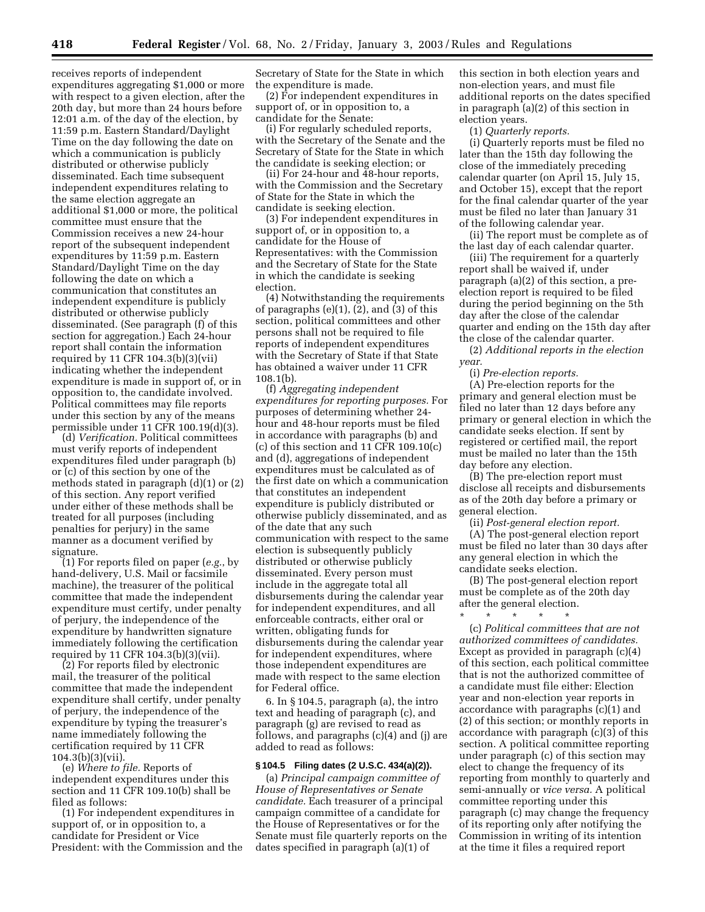receives reports of independent expenditures aggregating $1,000 or more with respect to a given election, after the 20th day, but more than 24 hours before 12:01 a.m. of the day of the election, by 11:59 p.m. Eastern Standard/Daylight Time on the day following the date on which a communication is publicly distributed or otherwise publicly disseminated. Each time subsequent independent expenditures relating to the same election aggregate an additional $1,000 or more, the political committee must ensure that the Commission receives a new 24-hour report of the subsequent independent expenditures by 11:59 p.m. Eastern Standard/Daylight Time on the day following the date on which a communication that constitutes an independent expenditure is publicly distributed or otherwise publicly disseminated. (See paragraph (f) of this section for aggregation.) Each 24-hour report shall contain the information required by 11 CFR 104.3(b)(3)(vii) indicating whether the independent expenditure is made in support of, or in opposition to, the candidate involved. Political committees may file reports under this section by any of the means permissible under 11 CFR 100.19(d)(3).

(d) *Verification.* Political committees must verify reports of independent expenditures filed under paragraph (b) or (c) of this section by one of the methods stated in paragraph (d)(1) or (2) of this section. Any report verified under either of these methods shall be treated for all purposes (including penalties for perjury) in the same manner as a document verified by signature.

(1) For reports filed on paper (*e.g.*, by hand-delivery, U.S. Mail or facsimile machine), the treasurer of the political committee that made the independent expenditure must certify, under penalty of perjury, the independence of the expenditure by handwritten signature immediately following the certification required by 11 CFR 104.3(b)(3)(vii).

(2) For reports filed by electronic mail, the treasurer of the political committee that made the independent expenditure shall certify, under penalty of perjury, the independence of the expenditure by typing the treasurer's name immediately following the certification required by 11 CFR 104.3(b)(3)(vii).

(e) *Where to file.* Reports of independent expenditures under this section and 11 CFR 109.10(b) shall be filed as follows:

(1) For independent expenditures in support of, or in opposition to, a candidate for President or Vice President: with the Commission and the Secretary of State for the State in which the expenditure is made.

(2) For independent expenditures in support of, or in opposition to, a candidate for the Senate:

(i) For regularly scheduled reports, with the Secretary of the Senate and the Secretary of State for the State in which the candidate is seeking election; or

(ii) For 24-hour and 48-hour reports, with the Commission and the Secretary of State for the State in which the candidate is seeking election.

(3) For independent expenditures in support of, or in opposition to, a candidate for the House of Representatives: with the Commission and the Secretary of State for the State in which the candidate is seeking election.

(4) Notwithstanding the requirements of paragraphs (e)(1), (2), and (3) of this section, political committees and other persons shall not be required to file reports of independent expenditures with the Secretary of State if that State has obtained a waiver under 11 CFR 108.1(b).

(f) *Aggregating independent expenditures for reporting purposes.* For purposes of determining whether 24-hour and 48-hour reports must be filed in accordance with paragraphs (b) and (c) of this section and 11 CFR 109.10(c) and (d), aggregations of independent expenditures must be calculated as of the first date on which a communication that constitutes an independent expenditure is publicly distributed or otherwise publicly disseminated, and as of the date that any such communication with respect to the same election is subsequently publicly distributed or otherwise publicly disseminated. Every person must include in the aggregate total all disbursements during the calendar year for independent expenditures, and all enforceable contracts, either oral or written, obligating funds for disbursements during the calendar year for independent expenditures, where those independent expenditures are made with respect to the same election for Federal office.

6. In § 104.5, paragraph (a), the intro text and heading of paragraph (c), and paragraph (g) are revised to read as follows, and paragraphs (c)(4) and (j) are added to read as follows:

### § 104.5 Filing dates (2 U.S.C. 434(a)(2)).

(a) *Principal campaign committee of House of Representatives or Senate candidate.* Each treasurer of a principal campaign committee of a candidate for the House of Representatives or for the Senate must file quarterly reports on the dates specified in paragraph (a)(1) of this section in both election years and non-election years, and must file additional reports on the dates specified in paragraph (a)(2) of this section in election years.

(1) *Quarterly reports.*

(i) Quarterly reports must be filed no later than the 15th day following the close of the immediately preceding calendar quarter (on April 15, July 15, and October 15), except that the report for the final calendar quarter of the year must be filed no later than January 31 of the following calendar year.

(ii) The report must be complete as of the last day of each calendar quarter.

(iii) The requirement for a quarterly report shall be waived if, under paragraph (a)(2) of this section, a pre-election report is required to be filed during the period beginning on the 5th day after the close of the calendar quarter and ending on the 15th day after the close of the calendar quarter.

(2) *Additional reports in the election year.*

(i) *Pre-election reports.*

(A) Pre-election reports for the primary and general election must be filed no later than 12 days before any primary or general election in which the candidate seeks election. If sent by registered or certified mail, the report must be mailed no later than the 15th day before any election.

(B) The pre-election report must disclose all receipts and disbursements as of the 20th day before a primary or general election.

(ii) *Post-general election report.*

(A) The post-general election report must be filed no later than 30 days after any general election in which the candidate seeks election.

(B) The post-general election report must be complete as of the 20th day after the general election.

\* \* \* \* \*

(c) *Political committees that are not authorized committees of candidates.* Except as provided in paragraph (c)(4) of this section, each political committee that is not the authorized committee of a candidate must file either: Election year and non-election year reports in accordance with paragraphs (c)(1) and (2) of this section; or monthly reports in accordance with paragraph (c)(3) of this section. A political committee reporting under paragraph (c) of this section may elect to change the frequency of its reporting from monthly to quarterly and semi-annually or *vice versa.* A political committee reporting under this paragraph (c) may change the frequency of its reporting only after notifying the Commission in writing of its intention at the time it files a required report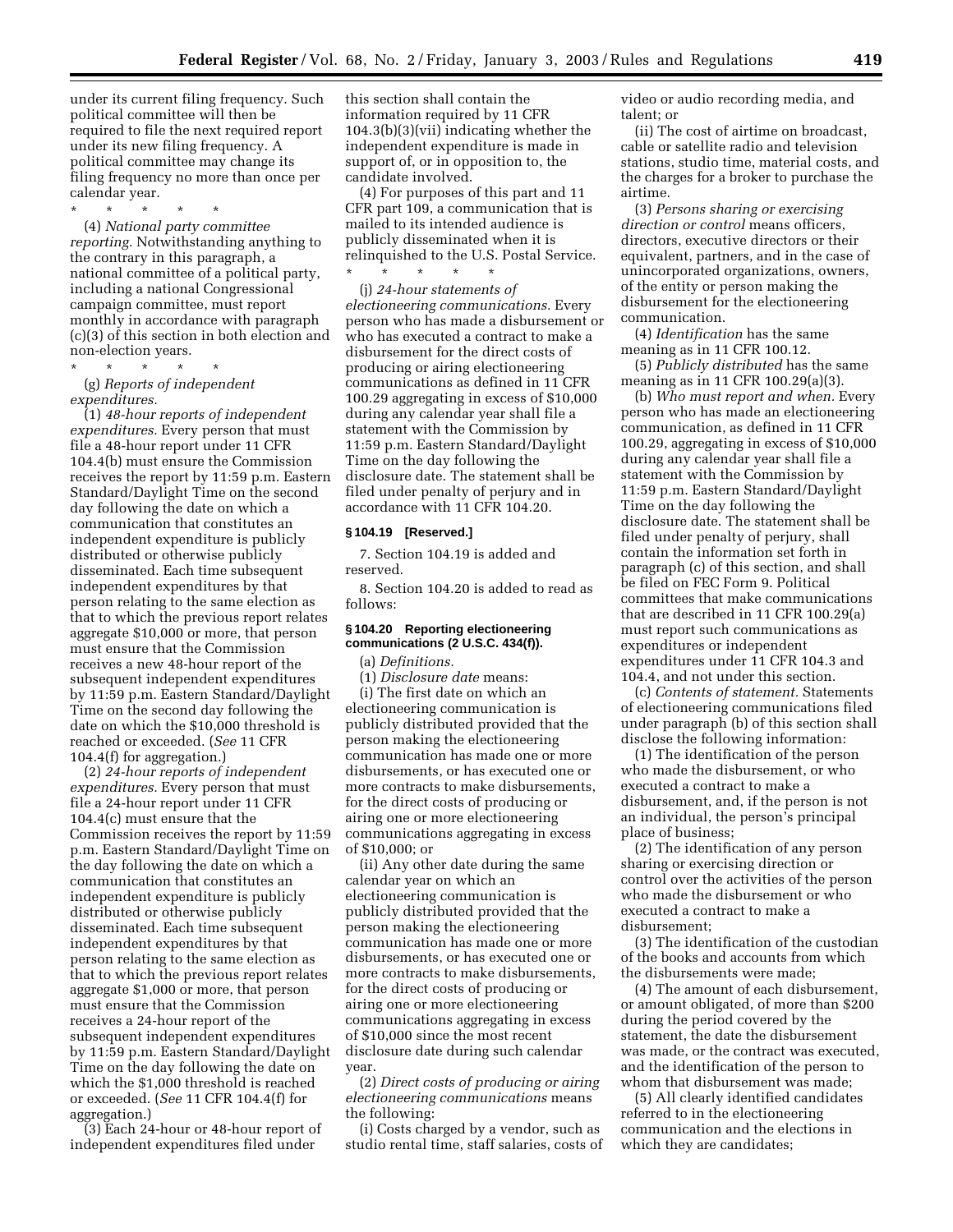under its current filing frequency. Such political committee will then be required to file the next required report under its new filing frequency. A political committee may change its filing frequency no more than once per calendar year.

\* \* \* \* \*

(4) *National party committee reporting.* Notwithstanding anything to the contrary in this paragraph, a national committee of a political party, including a national Congressional campaign committee, must report monthly in accordance with paragraph (c)(3) of this section in both election and non-election years.

\* \* \* \* \*

(g) *Reports of independent expenditures.*

(1) *48-hour reports of independent expenditures.* Every person that must file a 48-hour report under 11 CFR 104.4(b) must ensure the Commission receives the report by 11:59 p.m. Eastern Standard/Daylight Time on the second day following the date on which a communication that constitutes an independent expenditure is publicly distributed or otherwise publicly disseminated. Each time subsequent independent expenditures by that person relating to the same election as that to which the previous report relates aggregate $10,000 or more, that person must ensure that the Commission receives a new 48-hour report of the subsequent independent expenditures by 11:59 p.m. Eastern Standard/Daylight Time on the second day following the date on which the $10,000 threshold is reached or exceeded. (*See* 11 CFR 104.4(f) for aggregation.)

(2) *24-hour reports of independent expenditures.* Every person that must file a 24-hour report under 11 CFR 104.4(c) must ensure that the Commission receives the report by 11:59 p.m. Eastern Standard/Daylight Time on the day following the date on which a communication that constitutes an independent expenditure is publicly distributed or otherwise publicly disseminated. Each time subsequent independent expenditures by that person relating to the same election as that to which the previous report relates aggregate $1,000 or more, that person must ensure that the Commission receives a 24-hour report of the subsequent independent expenditures by 11:59 p.m. Eastern Standard/Daylight Time on the day following the date on which the $1,000 threshold is reached or exceeded. (*See* 11 CFR 104.4(f) for aggregation.)

(3) Each 24-hour or 48-hour report of independent expenditures filed under this section shall contain the information required by 11 CFR 104.3(b)(3)(vii) indicating whether the independent expenditure is made in support of, or in opposition to, the candidate involved.

(4) For purposes of this part and 11 CFR part 109, a communication that is mailed to its intended audience is publicly disseminated when it is relinquished to the U.S. Postal Service.

\* \* \* \* \*

(j) *24-hour statements of electioneering communications.* Every person who has made a disbursement or who has executed a contract to make a disbursement for the direct costs of producing or airing electioneering communications as defined in 11 CFR 100.29 aggregating in excess of $10,000 during any calendar year shall file a statement with the Commission by 11:59 p.m. Eastern Standard/Daylight Time on the day following the disclosure date. The statement shall be filed under penalty of perjury and in accordance with 11 CFR 104.20.

### § 104.19 [Reserved.]

7. Section 104.19 is added and reserved.

8. Section 104.20 is added to read as follows:

### § 104.20 Reporting electioneering communications (2 U.S.C. 434(f)).

(a) *Definitions.*

(1) *Disclosure date* means:

(i) The first date on which an electioneering communication is publicly distributed provided that the person making the electioneering communication has made one or more disbursements, or has executed one or more contracts to make disbursements, for the direct costs of producing or airing one or more electioneering communications aggregating in excess of $10,000; or

(ii) Any other date during the same calendar year on which an electioneering communication is publicly distributed provided that the person making the electioneering communication has made one or more disbursements, or has executed one or more contracts to make disbursements, for the direct costs of producing or airing one or more electioneering communications aggregating in excess of $10,000 since the most recent disclosure date during such calendar year.

(2) *Direct costs of producing or airing electioneering communications* means the following:

(i) Costs charged by a vendor, such as studio rental time, staff salaries, costs of video or audio recording media, and talent; or

(ii) The cost of airtime on broadcast, cable or satellite radio and television stations, studio time, material costs, and the charges for a broker to purchase the airtime.

(3) *Persons sharing or exercising direction or control* means officers, directors, executive directors or their equivalent, partners, and in the case of unincorporated organizations, owners, of the entity or person making the disbursement for the electioneering communication.

(4) *Identification* has the same meaning as in 11 CFR 100.12.

(5) *Publicly distributed* has the same meaning as in 11 CFR 100.29(a)(3).

(b) *Who must report and when.* Every person who has made an electioneering communication, as defined in 11 CFR 100.29, aggregating in excess of $10,000 during any calendar year shall file a statement with the Commission by 11:59 p.m. Eastern Standard/Daylight Time on the day following the disclosure date. The statement shall be filed under penalty of perjury, shall contain the information set forth in paragraph (c) of this section, and shall be filed on FEC Form 9. Political committees that make communications that are described in 11 CFR 100.29(a) must report such communications as expenditures or independent expenditures under 11 CFR 104.3 and 104.4, and not under this section.

(c) *Contents of statement.* Statements of electioneering communications filed under paragraph (b) of this section shall disclose the following information:

(1) The identification of the person who made the disbursement, or who executed a contract to make a disbursement, and, if the person is not an individual, the person's principal place of business;

(2) The identification of any person sharing or exercising direction or control over the activities of the person who made the disbursement or who executed a contract to make a disbursement;

(3) The identification of the custodian of the books and accounts from which the disbursements were made;

(4) The amount of each disbursement, or amount obligated, of more than $200 during the period covered by the statement, the date the disbursement was made, or the contract was executed, and the identification of the person to whom that disbursement was made;

(5) All clearly identified candidates referred to in the electioneering communication and the elections in which they are candidates;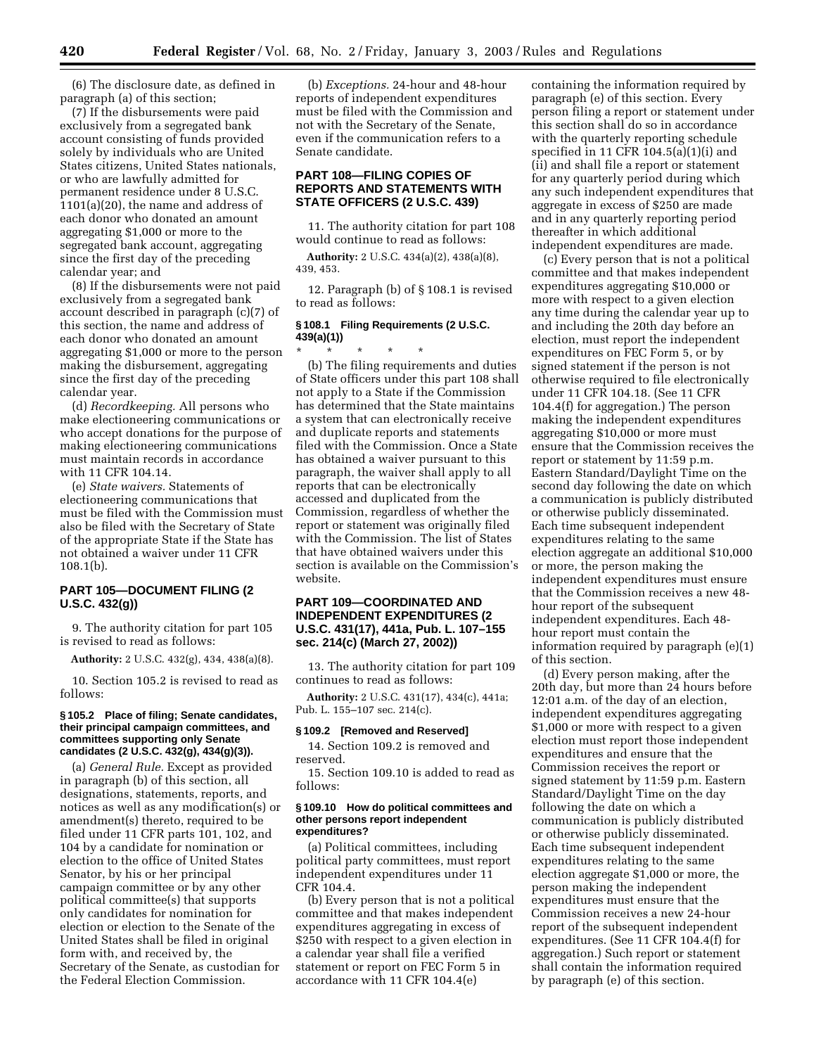(6) The disclosure date, as defined in paragraph (a) of this section;

(7) If the disbursements were paid exclusively from a segregated bank account consisting of funds provided solely by individuals who are United States citizens, United States nationals, or who are lawfully admitted for permanent residence under 8 U.S.C. 1101(a)(20), the name and address of each donor who donated an amount aggregating $1,000 or more to the segregated bank account, aggregating since the first day of the preceding calendar year; and

(8) If the disbursements were not paid exclusively from a segregated bank account described in paragraph (c)(7) of this section, the name and address of each donor who donated an amount aggregating $1,000 or more to the person making the disbursement, aggregating since the first day of the preceding calendar year.

(d) *Recordkeeping.* All persons who make electioneering communications or who accept donations for the purpose of making electioneering communications must maintain records in accordance with 11 CFR 104.14.

(e) *State waivers.* Statements of electioneering communications that must be filed with the Commission must also be filed with the Secretary of State of the appropriate State if the State has not obtained a waiver under 11 CFR 108.1(b).

## PART 105—DOCUMENT FILING (2 U.S.C. 432(g))

9. The authority citation for part 105 is revised to read as follows:

**Authority:** 2 U.S.C. 432(g), 434, 438(a)(8).

10. Section 105.2 is revised to read as follows:

#### § 105.2 Place of filing; Senate candidates, their principal campaign committees, and committees supporting only Senate candidates (2 U.S.C. 432(g), 434(g)(3)).

(a) *General Rule.* Except as provided in paragraph (b) of this section, all designations, statements, reports, and notices as well as any modification(s) or amendment(s) thereto, required to be filed under 11 CFR parts 101, 102, and 104 by a candidate for nomination or election to the office of United States Senator, by his or her principal campaign committee or by any other political committee(s) that supports only candidates for nomination for election or election to the Senate of the United States shall be filed in original form with, and received by, the Secretary of the Senate, as custodian for the Federal Election Commission.

(b) *Exceptions.* 24-hour and 48-hour reports of independent expenditures must be filed with the Commission and not with the Secretary of the Senate, even if the communication refers to a Senate candidate.

## PART 108—FILING COPIES OF REPORTS AND STATEMENTS WITH STATE OFFICERS (2 U.S.C. 439)

11. The authority citation for part 108 would continue to read as follows:

**Authority:** 2 U.S.C. 434(a)(2), 438(a)(8), 439, 453.

12. Paragraph (b) of § 108.1 is revised to read as follows:

#### § 108.1 Filing Requirements (2 U.S.C. 439(a)(1))

\* \* \* \* \*

(b) The filing requirements and duties of State officers under this part 108 shall not apply to a State if the Commission has determined that the State maintains a system that can electronically receive and duplicate reports and statements filed with the Commission. Once a State has obtained a waiver pursuant to this paragraph, the waiver shall apply to all reports that can be electronically accessed and duplicated from the Commission, regardless of whether the report or statement was originally filed with the Commission. The list of States that have obtained waivers under this section is available on the Commission's website.

## PART 109—COORDINATED AND INDEPENDENT EXPENDITURES (2 U.S.C. 431(17), 441a, Pub. L. 107–155 sec. 214(c) (March 27, 2002))

13. The authority citation for part 109 continues to read as follows:

**Authority:** 2 U.S.C. 431(17), 434(c), 441a; Pub. L. 155–107 sec. 214(c).

#### § 109.2 [Removed and Reserved]

14. Section 109.2 is removed and reserved.

15. Section 109.10 is added to read as follows:

#### § 109.10 How do political committees and other persons report independent expenditures?

(a) Political committees, including political party committees, must report independent expenditures under 11 CFR 104.4.

(b) Every person that is not a political committee and that makes independent expenditures aggregating in excess of $250 with respect to a given election in a calendar year shall file a verified statement or report on FEC Form 5 in accordance with 11 CFR 104.4(e) containing the information required by paragraph (e) of this section. Every person filing a report or statement under this section shall do so in accordance with the quarterly reporting schedule specified in 11 CFR 104.5(a)(1)(i) and (ii) and shall file a report or statement for any quarterly period during which any such independent expenditures that aggregate in excess of $250 are made and in any quarterly reporting period thereafter in which additional independent expenditures are made.

(c) Every person that is not a political committee and that makes independent expenditures aggregating $10,000 or more with respect to a given election any time during the calendar year up to and including the 20th day before an election, must report the independent expenditures on FEC Form 5, or by signed statement if the person is not otherwise required to file electronically under 11 CFR 104.18. (See 11 CFR 104.4(f) for aggregation.) The person making the independent expenditures aggregating $10,000 or more must ensure that the Commission receives the report or statement by 11:59 p.m. Eastern Standard/Daylight Time on the second day following the date on which a communication is publicly distributed or otherwise publicly disseminated. Each time subsequent independent expenditures relating to the same election aggregate an additional $10,000 or more, the person making the independent expenditures must ensure that the Commission receives a new 48-hour report of the subsequent independent expenditures. Each 48-hour report must contain the information required by paragraph (e)(1) of this section.

(d) Every person making, after the 20th day, but more than 24 hours before 12:01 a.m. of the day of an election, independent expenditures aggregating $1,000 or more with respect to a given election must report those independent expenditures and ensure that the Commission receives the report or signed statement by 11:59 p.m. Eastern Standard/Daylight Time on the day following the date on which a communication is publicly distributed or otherwise publicly disseminated. Each time subsequent independent expenditures relating to the same election aggregate $1,000 or more, the person making the independent expenditures must ensure that the Commission receives a new 24-hour report of the subsequent independent expenditures. (See 11 CFR 104.4(f) for aggregation.) Such report or statement shall contain the information required by paragraph (e) of this section.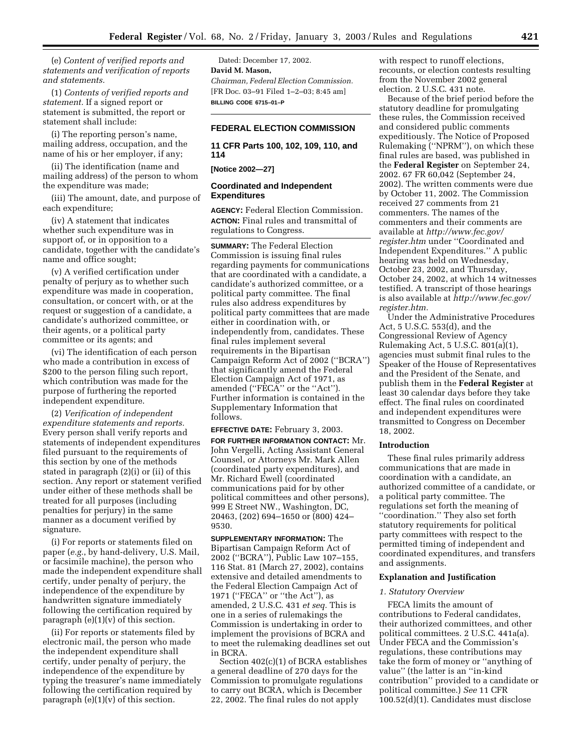(e) *Content of verified reports and statements and verification of reports and statements.*

(1) *Contents of verified reports and statement.* If a signed report or statement is submitted, the report or statement shall include:

(i) The reporting person's name, mailing address, occupation, and the name of his or her employer, if any;

(ii) The identification (name and mailing address) of the person to whom the expenditure was made;

(iii) The amount, date, and purpose of each expenditure;

(iv) A statement that indicates whether such expenditure was in support of, or in opposition to a candidate, together with the candidate's name and office sought;

(v) A verified certification under penalty of perjury as to whether such expenditure was made in cooperation, consultation, or concert with, or at the request or suggestion of a candidate, a candidate's authorized committee, or their agents, or a political party committee or its agents; and

(vi) The identification of each person who made a contribution in excess of $200 to the person filing such report, which contribution was made for the purpose of furthering the reported independent expenditure.

(2) *Verification of independent expenditure statements and reports.* Every person shall verify reports and statements of independent expenditures filed pursuant to the requirements of this section by one of the methods stated in paragraph (2)(i) or (ii) of this section. Any report or statement verified under either of these methods shall be treated for all purposes (including penalties for perjury) in the same manner as a document verified by signature.

(i) For reports or statements filed on paper (*e.g.*, by hand-delivery, U.S. Mail, or facsimile machine), the person who made the independent expenditure shall certify, under penalty of perjury, the independence of the expenditure by handwritten signature immediately following the certification required by paragraph (e)(1)(v) of this section.

(ii) For reports or statements filed by electronic mail, the person who made the independent expenditure shall certify, under penalty of perjury, the independence of the expenditure by typing the treasurer's name immediately following the certification required by paragraph (e)(1)(v) of this section.

Dated: December 17, 2002.

**David M. Mason,**

*Chairman, Federal Election Commission.*

[FR Doc. 03–91 Filed 1–2–03; 8:45 am]

**BILLING CODE 6715–01–P**

---

## FEDERAL ELECTION COMMISSION

### 11 CFR Parts 100, 102, 109, 110, and 114

**[Notice 2002—27]**

### Coordinated and Independent Expenditures

**AGENCY:** Federal Election Commission.

**ACTION:** Final rules and transmittal of regulations to Congress.

---

**SUMMARY:** The Federal Election Commission is issuing final rules regarding payments for communications that are coordinated with a candidate, a candidate's authorized committee, or a political party committee. The final rules also address expenditures by political party committees that are made either in coordination with, or independently from, candidates. These final rules implement several requirements in the Bipartisan Campaign Reform Act of 2002 (''BCRA'') that significantly amend the Federal Election Campaign Act of 1971, as amended (''FECA'' or the ''Act''). Further information is contained in the Supplementary Information that follows.

**EFFECTIVE DATE:** February 3, 2003.

**FOR FURTHER INFORMATION CONTACT:** Mr. John Vergelli, Acting Assistant General Counsel, or Attorneys Mr. Mark Allen (coordinated party expenditures), and Mr. Richard Ewell (coordinated communications paid for by other political committees and other persons), 999 E Street NW., Washington, DC, 20463, (202) 694–1650 or (800) 424–9530.

**SUPPLEMENTARY INFORMATION:** The Bipartisan Campaign Reform Act of 2002 (''BCRA''), Public Law 107–155, 116 Stat. 81 (March 27, 2002), contains extensive and detailed amendments to the Federal Election Campaign Act of 1971 (''FECA'' or ''the Act''), as amended, 2 U.S.C. 431 *et seq.* This is one in a series of rulemakings the Commission is undertaking in order to implement the provisions of BCRA and to meet the rulemaking deadlines set out in BCRA.

Section 402(c)(1) of BCRA establishes a general deadline of 270 days for the Commission to promulgate regulations to carry out BCRA, which is December 22, 2002. The final rules do not apply with respect to runoff elections, recounts, or election contests resulting from the November 2002 general election. 2 U.S.C. 431 note.

Because of the brief period before the statutory deadline for promulgating these rules, the Commission received and considered public comments expeditiously. The Notice of Proposed Rulemaking (''NPRM''), on which these final rules are based, was published in the **Federal Register** on September 24, 2002. 67 FR 60,042 (September 24, 2002). The written comments were due by October 11, 2002. The Commission received 27 comments from 21 commenters. The names of the commenters and their comments are available at *http://www.fec.gov/register.htm* under ''Coordinated and Independent Expenditures.'' A public hearing was held on Wednesday, October 23, 2002, and Thursday, October 24, 2002, at which 14 witnesses testified. A transcript of those hearings is also available at *http://www.fec.gov/register.htm.*

Under the Administrative Procedures Act, 5 U.S.C. 553(d), and the Congressional Review of Agency Rulemaking Act, 5 U.S.C. 801(a)(1), agencies must submit final rules to the Speaker of the House of Representatives and the President of the Senate, and publish them in the **Federal Register** at least 30 calendar days before they take effect. The final rules on coordinated and independent expenditures were transmitted to Congress on December 18, 2002.

#### Introduction

These final rules primarily address communications that are made in coordination with a candidate, an authorized committee of a candidate, or a political party committee. The regulations set forth the meaning of ''coordination.'' They also set forth statutory requirements for political party committees with respect to the permitted timing of independent and coordinated expenditures, and transfers and assignments.

#### Explanation and Justification

##### *1. Statutory Overview*

FECA limits the amount of contributions to Federal candidates, their authorized committees, and other political committees. 2 U.S.C. 441a(a). Under FECA and the Commission's regulations, these contributions may take the form of money or ''anything of value'' (the latter is an ''in-kind contribution'' provided to a candidate or political committee.) *See* 11 CFR 100.52(d)(1). Candidates must disclose